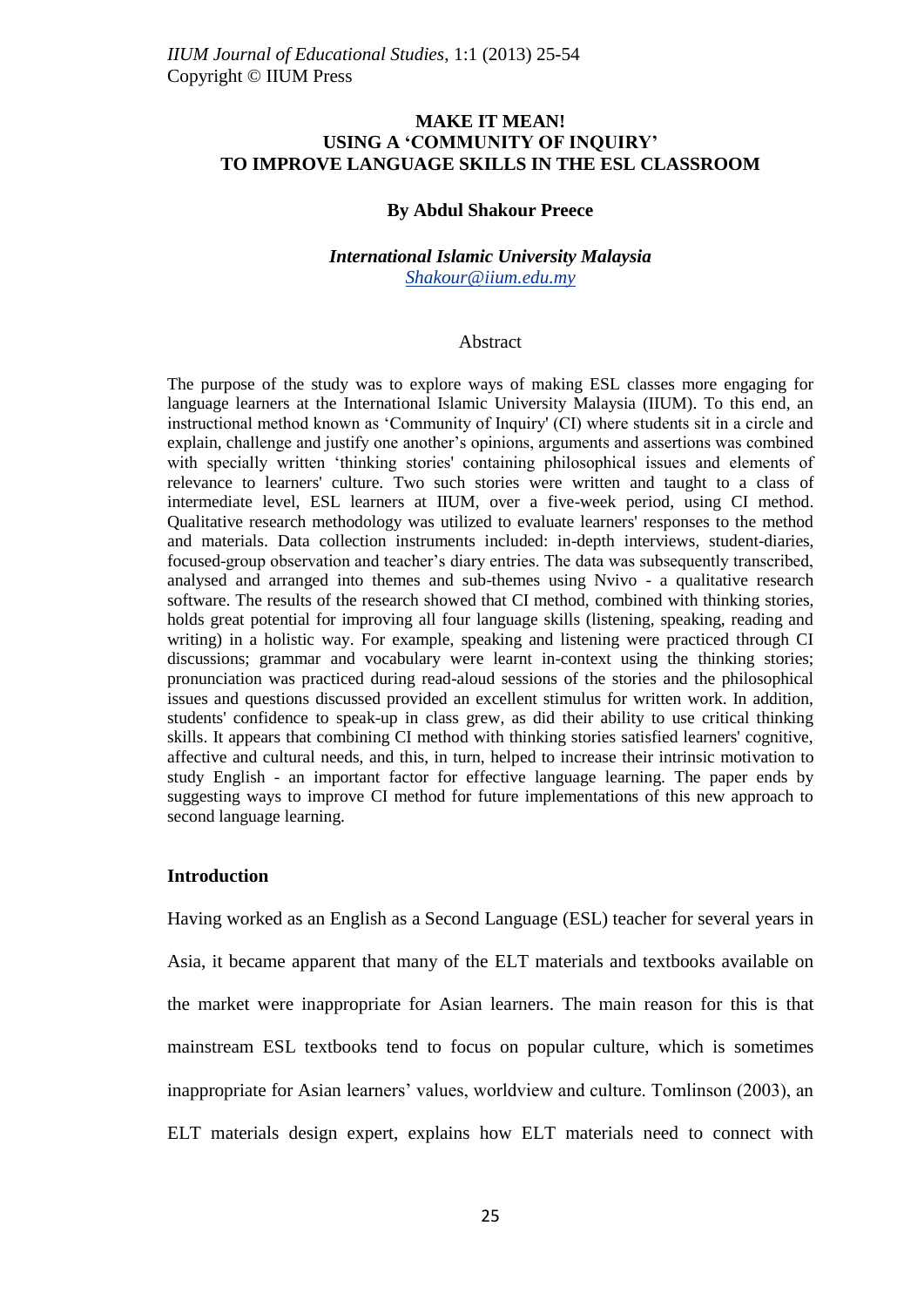# MAKE IT MEAN!
# USING A 'COMMUNITY OF INQUIRY' TO IMPROVE LANGUAGE SKILLS IN THE ESL CLASSROOM

**By Abdul Shakour Preece**

***International Islamic University Malaysia***
*Shakour@iium.edu.my*

## Abstract

The purpose of the study was to explore ways of making ESL classes more engaging for language learners at the International Islamic University Malaysia (IIUM). To this end, an instructional method known as 'Community of Inquiry' (CI) where students sit in a circle and explain, challenge and justify one another's opinions, arguments and assertions was combined with specially written 'thinking stories' containing philosophical issues and elements of relevance to learners' culture. Two such stories were written and taught to a class of intermediate level, ESL learners at IIUM, over a five-week period, using CI method. Qualitative research methodology was utilized to evaluate learners' responses to the method and materials. Data collection instruments included: in-depth interviews, student-diaries, focused-group observation and teacher's diary entries. The data was subsequently transcribed, analysed and arranged into themes and sub-themes using Nvivo - a qualitative research software. The results of the research showed that CI method, combined with thinking stories, holds great potential for improving all four language skills (listening, speaking, reading and writing) in a holistic way. For example, speaking and listening were practiced through CI discussions; grammar and vocabulary were learnt in-context using the thinking stories; pronunciation was practiced during read-aloud sessions of the stories and the philosophical issues and questions discussed provided an excellent stimulus for written work. In addition, students' confidence to speak-up in class grew, as did their ability to use critical thinking skills. It appears that combining CI method with thinking stories satisfied learners' cognitive, affective and cultural needs, and this, in turn, helped to increase their intrinsic motivation to study English - an important factor for effective language learning. The paper ends by suggesting ways to improve CI method for future implementations of this new approach to second language learning.

## Introduction

Having worked as an English as a Second Language (ESL) teacher for several years in Asia, it became apparent that many of the ELT materials and textbooks available on the market were inappropriate for Asian learners. The main reason for this is that mainstream ESL textbooks tend to focus on popular culture, which is sometimes inappropriate for Asian learners' values, worldview and culture. Tomlinson (2003), an ELT materials design expert, explains how ELT materials need to connect with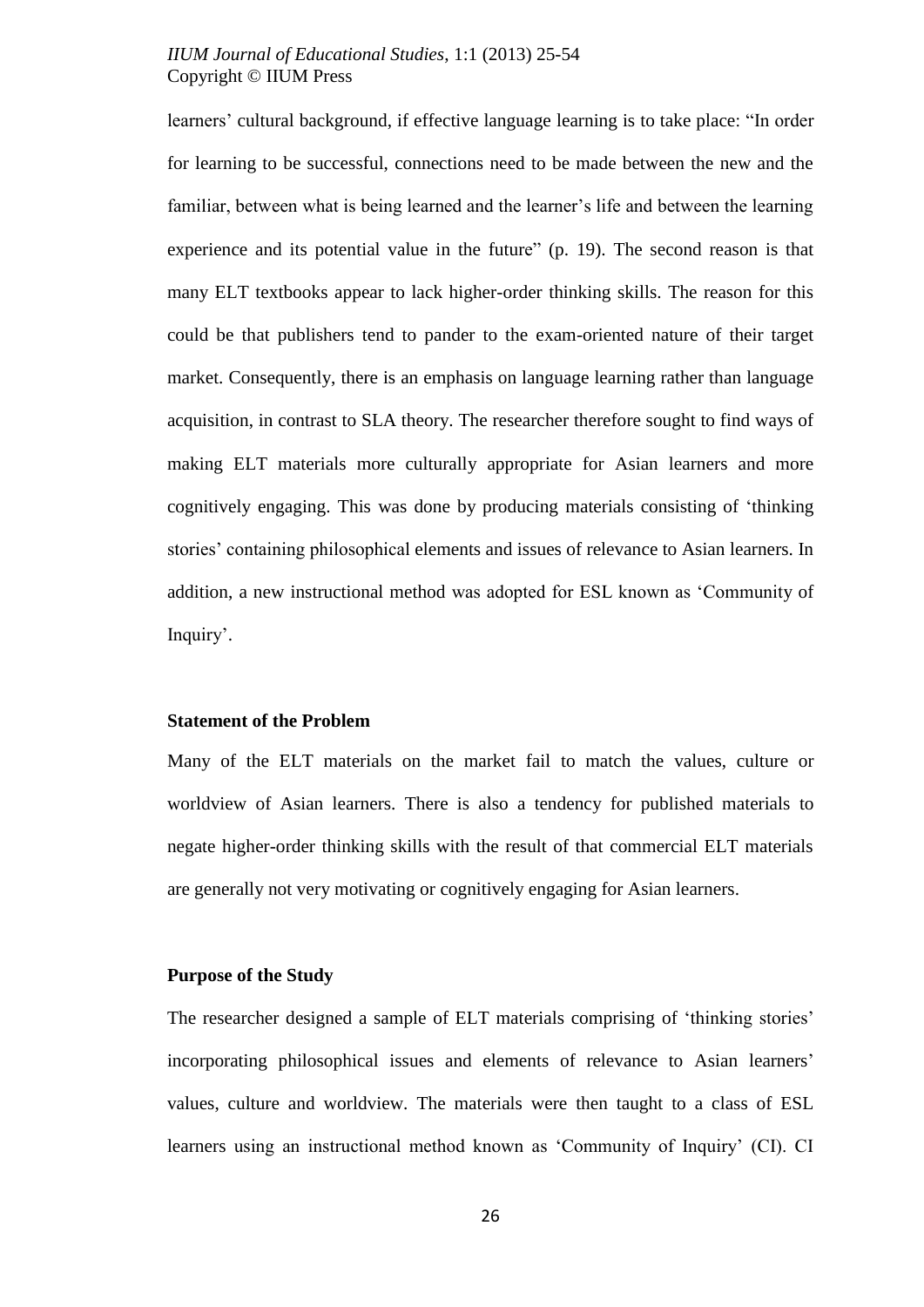learners' cultural background, if effective language learning is to take place: "In order for learning to be successful, connections need to be made between the new and the familiar, between what is being learned and the learner's life and between the learning experience and its potential value in the future" (p. 19). The second reason is that many ELT textbooks appear to lack higher-order thinking skills. The reason for this could be that publishers tend to pander to the exam-oriented nature of their target market. Consequently, there is an emphasis on language learning rather than language acquisition, in contrast to SLA theory. The researcher therefore sought to find ways of making ELT materials more culturally appropriate for Asian learners and more cognitively engaging. This was done by producing materials consisting of 'thinking stories' containing philosophical elements and issues of relevance to Asian learners. In addition, a new instructional method was adopted for ESL known as 'Community of Inquiry'.

**Statement of the Problem**

Many of the ELT materials on the market fail to match the values, culture or worldview of Asian learners. There is also a tendency for published materials to negate higher-order thinking skills with the result of that commercial ELT materials are generally not very motivating or cognitively engaging for Asian learners.

**Purpose of the Study**

The researcher designed a sample of ELT materials comprising of 'thinking stories' incorporating philosophical issues and elements of relevance to Asian learners' values, culture and worldview. The materials were then taught to a class of ESL learners using an instructional method known as 'Community of Inquiry' (CI). CI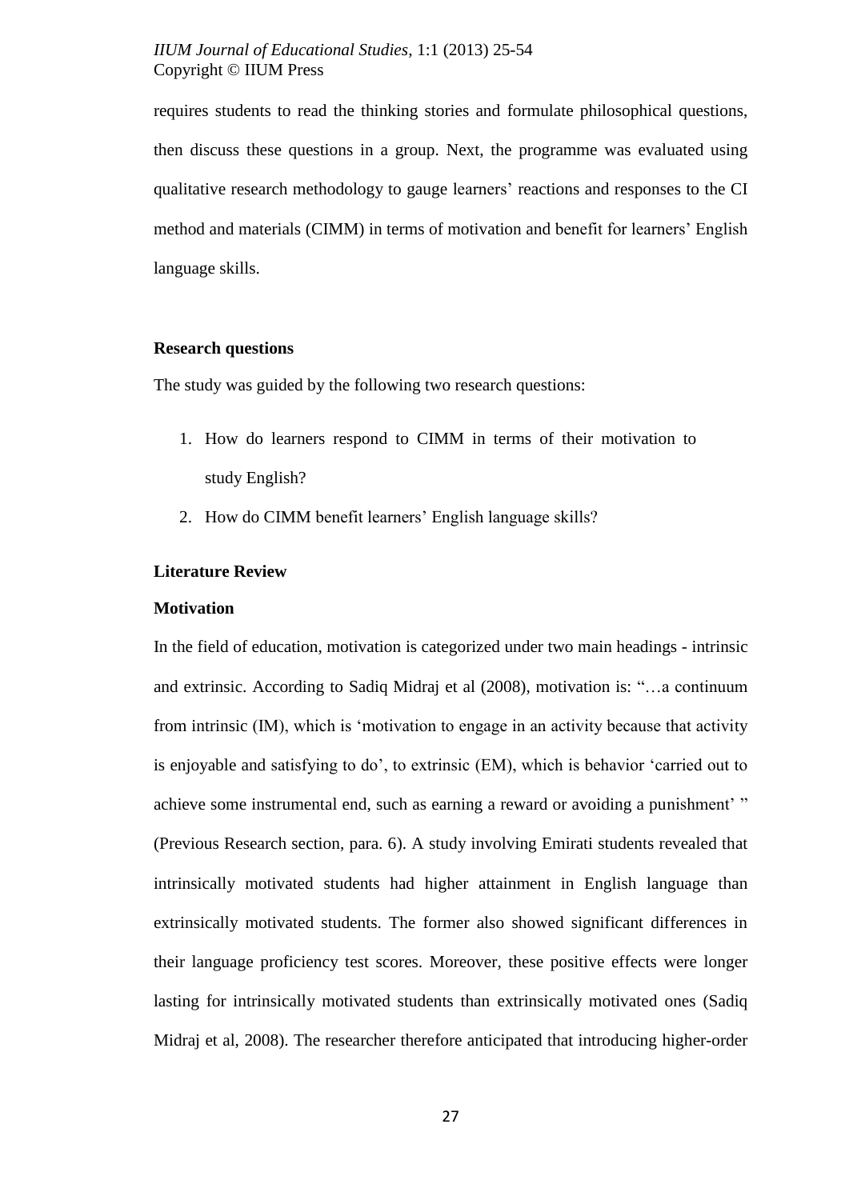requires students to read the thinking stories and formulate philosophical questions, then discuss these questions in a group. Next, the programme was evaluated using qualitative research methodology to gauge learners' reactions and responses to the CI method and materials (CIMM) in terms of motivation and benefit for learners' English language skills.

### Research questions

The study was guided by the following two research questions:

1. How do learners respond to CIMM in terms of their motivation to study English?
2. How do CIMM benefit learners' English language skills?

## Literature Review

### Motivation

In the field of education, motivation is categorized under two main headings - intrinsic and extrinsic. According to Sadiq Midraj et al (2008), motivation is: "…a continuum from intrinsic (IM), which is 'motivation to engage in an activity because that activity is enjoyable and satisfying to do', to extrinsic (EM), which is behavior 'carried out to achieve some instrumental end, such as earning a reward or avoiding a punishment' " (Previous Research section, para. 6). A study involving Emirati students revealed that intrinsically motivated students had higher attainment in English language than extrinsically motivated students. The former also showed significant differences in their language proficiency test scores. Moreover, these positive effects were longer lasting for intrinsically motivated students than extrinsically motivated ones (Sadiq Midraj et al, 2008). The researcher therefore anticipated that introducing higher-order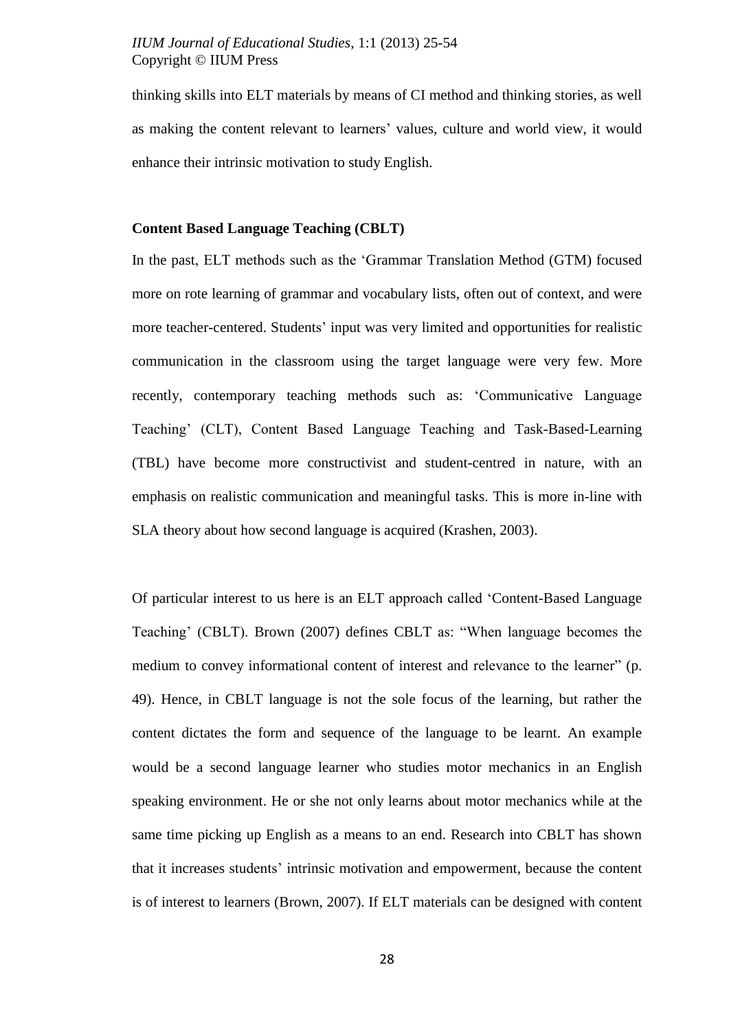thinking skills into ELT materials by means of CI method and thinking stories, as well as making the content relevant to learners' values, culture and world view, it would enhance their intrinsic motivation to study English.

**Content Based Language Teaching (CBLT)**

In the past, ELT methods such as the 'Grammar Translation Method (GTM) focused more on rote learning of grammar and vocabulary lists, often out of context, and were more teacher-centered. Students' input was very limited and opportunities for realistic communication in the classroom using the target language were very few. More recently, contemporary teaching methods such as: 'Communicative Language Teaching' (CLT), Content Based Language Teaching and Task-Based-Learning (TBL) have become more constructivist and student-centred in nature, with an emphasis on realistic communication and meaningful tasks. This is more in-line with SLA theory about how second language is acquired (Krashen, 2003).

Of particular interest to us here is an ELT approach called 'Content-Based Language Teaching' (CBLT). Brown (2007) defines CBLT as: "When language becomes the medium to convey informational content of interest and relevance to the learner" (p. 49). Hence, in CBLT language is not the sole focus of the learning, but rather the content dictates the form and sequence of the language to be learnt. An example would be a second language learner who studies motor mechanics in an English speaking environment. He or she not only learns about motor mechanics while at the same time picking up English as a means to an end. Research into CBLT has shown that it increases students' intrinsic motivation and empowerment, because the content is of interest to learners (Brown, 2007). If ELT materials can be designed with content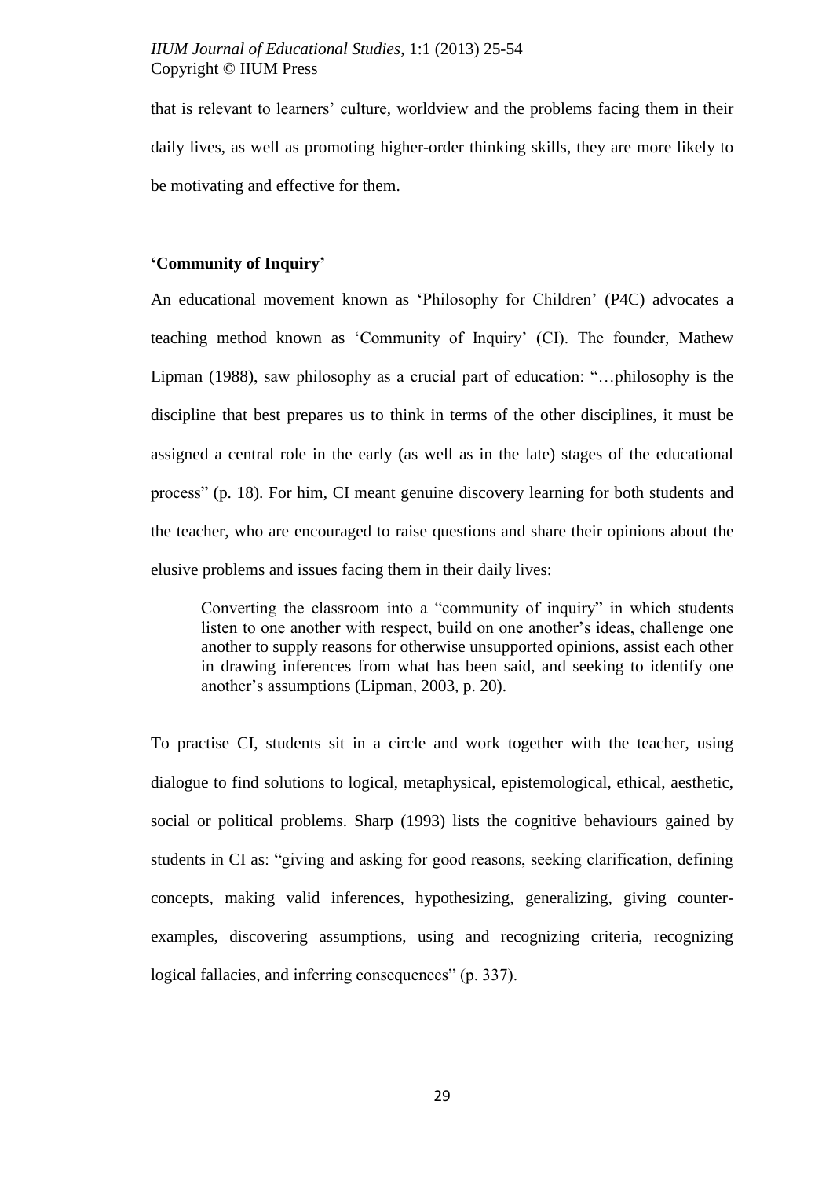that is relevant to learners' culture, worldview and the problems facing them in their daily lives, as well as promoting higher-order thinking skills, they are more likely to be motivating and effective for them.

## 'Community of Inquiry'

An educational movement known as 'Philosophy for Children' (P4C) advocates a teaching method known as 'Community of Inquiry' (CI). The founder, Mathew Lipman (1988), saw philosophy as a crucial part of education: "…philosophy is the discipline that best prepares us to think in terms of the other disciplines, it must be assigned a central role in the early (as well as in the late) stages of the educational process" (p. 18). For him, CI meant genuine discovery learning for both students and the teacher, who are encouraged to raise questions and share their opinions about the elusive problems and issues facing them in their daily lives:

> Converting the classroom into a "community of inquiry" in which students listen to one another with respect, build on one another's ideas, challenge one another to supply reasons for otherwise unsupported opinions, assist each other in drawing inferences from what has been said, and seeking to identify one another's assumptions (Lipman, 2003, p. 20).

To practise CI, students sit in a circle and work together with the teacher, using dialogue to find solutions to logical, metaphysical, epistemological, ethical, aesthetic, social or political problems. Sharp (1993) lists the cognitive behaviours gained by students in CI as: "giving and asking for good reasons, seeking clarification, defining concepts, making valid inferences, hypothesizing, generalizing, giving counter-examples, discovering assumptions, using and recognizing criteria, recognizing logical fallacies, and inferring consequences" (p. 337).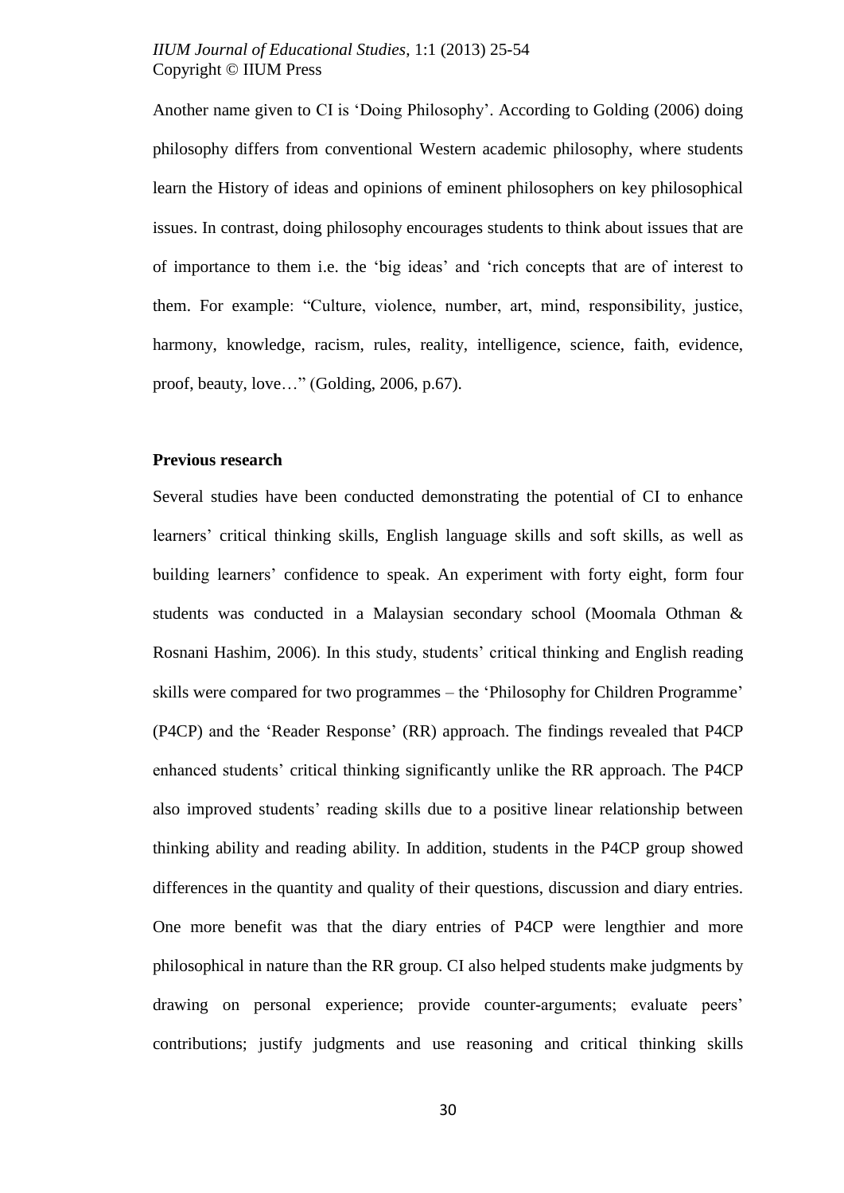Another name given to CI is 'Doing Philosophy'. According to Golding (2006) doing philosophy differs from conventional Western academic philosophy, where students learn the History of ideas and opinions of eminent philosophers on key philosophical issues. In contrast, doing philosophy encourages students to think about issues that are of importance to them i.e. the 'big ideas' and 'rich concepts that are of interest to them. For example: "Culture, violence, number, art, mind, responsibility, justice, harmony, knowledge, racism, rules, reality, intelligence, science, faith, evidence, proof, beauty, love…" (Golding, 2006, p.67).

**Previous research**

Several studies have been conducted demonstrating the potential of CI to enhance learners' critical thinking skills, English language skills and soft skills, as well as building learners' confidence to speak. An experiment with forty eight, form four students was conducted in a Malaysian secondary school (Moomala Othman & Rosnani Hashim, 2006). In this study, students' critical thinking and English reading skills were compared for two programmes – the 'Philosophy for Children Programme' (P4CP) and the 'Reader Response' (RR) approach. The findings revealed that P4CP enhanced students' critical thinking significantly unlike the RR approach. The P4CP also improved students' reading skills due to a positive linear relationship between thinking ability and reading ability. In addition, students in the P4CP group showed differences in the quantity and quality of their questions, discussion and diary entries. One more benefit was that the diary entries of P4CP were lengthier and more philosophical in nature than the RR group. CI also helped students make judgments by drawing on personal experience; provide counter-arguments; evaluate peers' contributions; justify judgments and use reasoning and critical thinking skills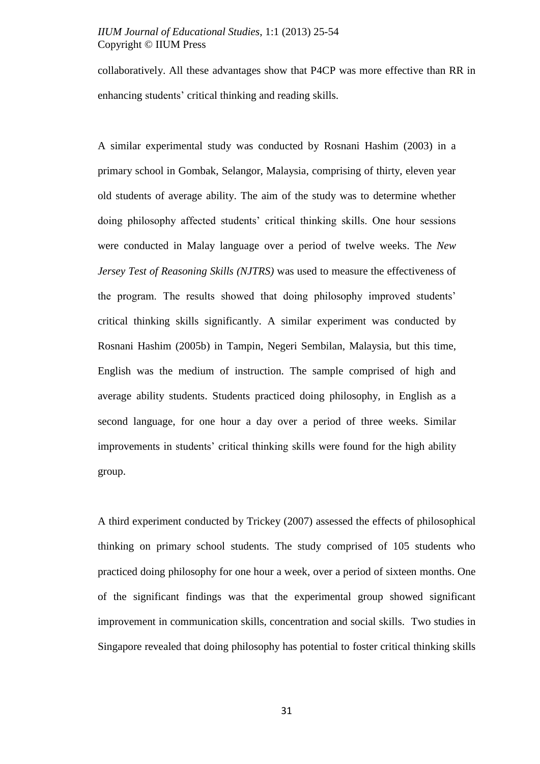collaboratively. All these advantages show that P4CP was more effective than RR in enhancing students' critical thinking and reading skills.

A similar experimental study was conducted by Rosnani Hashim (2003) in a primary school in Gombak, Selangor, Malaysia, comprising of thirty, eleven year old students of average ability. The aim of the study was to determine whether doing philosophy affected students' critical thinking skills. One hour sessions were conducted in Malay language over a period of twelve weeks. The *New Jersey Test of Reasoning Skills (NJTRS)* was used to measure the effectiveness of the program. The results showed that doing philosophy improved students' critical thinking skills significantly. A similar experiment was conducted by Rosnani Hashim (2005b) in Tampin, Negeri Sembilan, Malaysia, but this time, English was the medium of instruction. The sample comprised of high and average ability students. Students practiced doing philosophy, in English as a second language, for one hour a day over a period of three weeks. Similar improvements in students' critical thinking skills were found for the high ability group.

A third experiment conducted by Trickey (2007) assessed the effects of philosophical thinking on primary school students. The study comprised of 105 students who practiced doing philosophy for one hour a week, over a period of sixteen months. One of the significant findings was that the experimental group showed significant improvement in communication skills, concentration and social skills. Two studies in Singapore revealed that doing philosophy has potential to foster critical thinking skills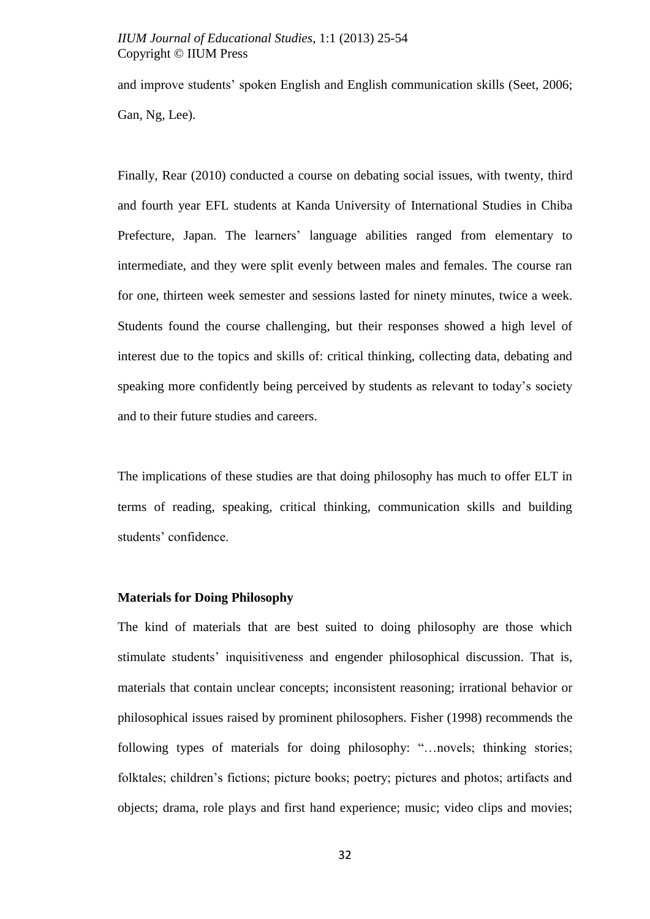and improve students' spoken English and English communication skills (Seet, 2006; Gan, Ng, Lee).

Finally, Rear (2010) conducted a course on debating social issues, with twenty, third and fourth year EFL students at Kanda University of International Studies in Chiba Prefecture, Japan. The learners' language abilities ranged from elementary to intermediate, and they were split evenly between males and females. The course ran for one, thirteen week semester and sessions lasted for ninety minutes, twice a week. Students found the course challenging, but their responses showed a high level of interest due to the topics and skills of: critical thinking, collecting data, debating and speaking more confidently being perceived by students as relevant to today's society and to their future studies and careers.

The implications of these studies are that doing philosophy has much to offer ELT in terms of reading, speaking, critical thinking, communication skills and building students' confidence.

**Materials for Doing Philosophy**

The kind of materials that are best suited to doing philosophy are those which stimulate students' inquisitiveness and engender philosophical discussion. That is, materials that contain unclear concepts; inconsistent reasoning; irrational behavior or philosophical issues raised by prominent philosophers. Fisher (1998) recommends the following types of materials for doing philosophy: "…novels; thinking stories; folktales; children's fictions; picture books; poetry; pictures and photos; artifacts and objects; drama, role plays and first hand experience; music; video clips and movies;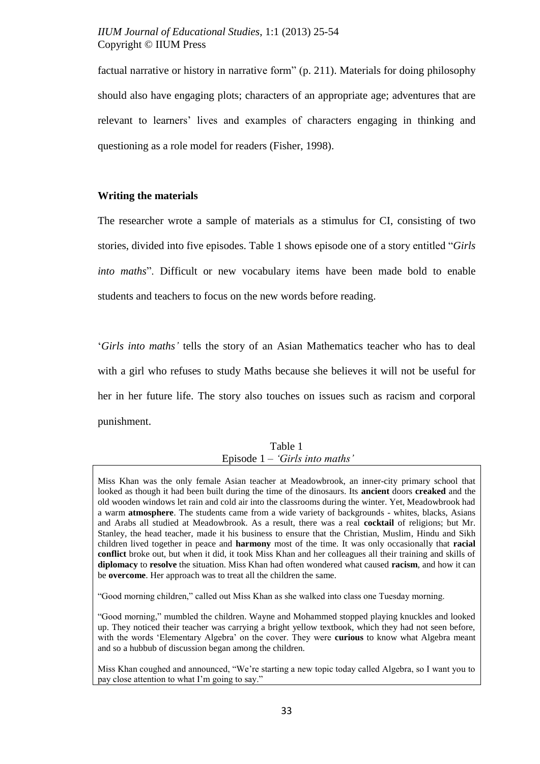factual narrative or history in narrative form" (p. 211). Materials for doing philosophy should also have engaging plots; characters of an appropriate age; adventures that are relevant to learners' lives and examples of characters engaging in thinking and questioning as a role model for readers (Fisher, 1998).

### Writing the materials

The researcher wrote a sample of materials as a stimulus for CI, consisting of two stories, divided into five episodes. Table 1 shows episode one of a story entitled "*Girls into maths*". Difficult or new vocabulary items have been made bold to enable students and teachers to focus on the new words before reading.

'*Girls into maths'* tells the story of an Asian Mathematics teacher who has to deal with a girl who refuses to study Maths because she believes it will not be useful for her in her future life. The story also touches on issues such as racism and corporal punishment.

Table 1
Episode 1 – *'Girls into maths'*

Miss Khan was the only female Asian teacher at Meadowbrook, an inner-city primary school that looked as though it had been built during the time of the dinosaurs. Its **ancient** doors **creaked** and the old wooden windows let rain and cold air into the classrooms during the winter. Yet, Meadowbrook had a warm **atmosphere**. The students came from a wide variety of backgrounds - whites, blacks, Asians and Arabs all studied at Meadowbrook. As a result, there was a real **cocktail** of religions; but Mr. Stanley, the head teacher, made it his business to ensure that the Christian, Muslim, Hindu and Sikh children lived together in peace and **harmony** most of the time. It was only occasionally that **racial conflict** broke out, but when it did, it took Miss Khan and her colleagues all their training and skills of **diplomacy** to **resolve** the situation. Miss Khan had often wondered what caused **racism**, and how it can be **overcome**. Her approach was to treat all the children the same.

"Good morning children," called out Miss Khan as she walked into class one Tuesday morning.

"Good morning," mumbled the children. Wayne and Mohammed stopped playing knuckles and looked up. They noticed their teacher was carrying a bright yellow textbook, which they had not seen before, with the words 'Elementary Algebra' on the cover. They were **curious** to know what Algebra meant and so a hubbub of discussion began among the children.

Miss Khan coughed and announced, "We're starting a new topic today called Algebra, so I want you to pay close attention to what I'm going to say."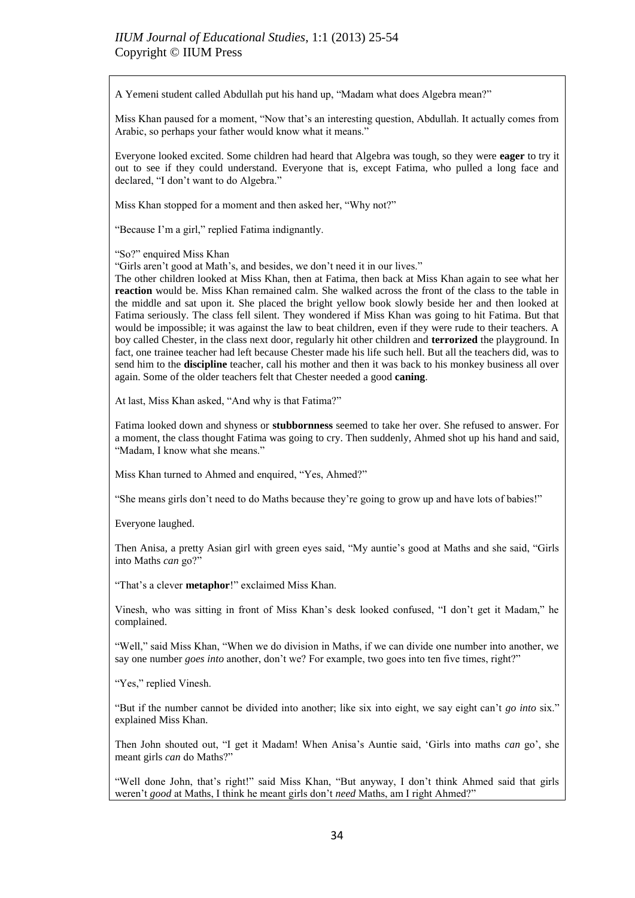A Yemeni student called Abdullah put his hand up, "Madam what does Algebra mean?"

Miss Khan paused for a moment, "Now that's an interesting question, Abdullah. It actually comes from Arabic, so perhaps your father would know what it means."

Everyone looked excited. Some children had heard that Algebra was tough, so they were **eager** to try it out to see if they could understand. Everyone that is, except Fatima, who pulled a long face and declared, "I don't want to do Algebra."

Miss Khan stopped for a moment and then asked her, "Why not?"

"Because I'm a girl," replied Fatima indignantly.

"So?" enquired Miss Khan

"Girls aren't good at Math's, and besides, we don't need it in our lives."

The other children looked at Miss Khan, then at Fatima, then back at Miss Khan again to see what her **reaction** would be. Miss Khan remained calm. She walked across the front of the class to the table in the middle and sat upon it. She placed the bright yellow book slowly beside her and then looked at Fatima seriously. The class fell silent. They wondered if Miss Khan was going to hit Fatima. But that would be impossible; it was against the law to beat children, even if they were rude to their teachers. A boy called Chester, in the class next door, regularly hit other children and **terrorized** the playground. In fact, one trainee teacher had left because Chester made his life such hell. But all the teachers did, was to send him to the **discipline** teacher, call his mother and then it was back to his monkey business all over again. Some of the older teachers felt that Chester needed a good **caning**.

At last, Miss Khan asked, "And why is that Fatima?"

Fatima looked down and shyness or **stubbornness** seemed to take her over. She refused to answer. For a moment, the class thought Fatima was going to cry. Then suddenly, Ahmed shot up his hand and said, "Madam, I know what she means."

Miss Khan turned to Ahmed and enquired, "Yes, Ahmed?"

"She means girls don't need to do Maths because they're going to grow up and have lots of babies!"

Everyone laughed.

Then Anisa, a pretty Asian girl with green eyes said, "My auntie's good at Maths and she said, "Girls into Maths *can* go?"

"That's a clever **metaphor**!" exclaimed Miss Khan.

Vinesh, who was sitting in front of Miss Khan's desk looked confused, "I don't get it Madam," he complained.

"Well," said Miss Khan, "When we do division in Maths, if we can divide one number into another, we say one number *goes into* another, don't we? For example, two goes into ten five times, right?"

"Yes," replied Vinesh.

"But if the number cannot be divided into another; like six into eight, we say eight can't *go into* six." explained Miss Khan.

Then John shouted out, "I get it Madam! When Anisa's Auntie said, 'Girls into maths *can* go', she meant girls *can* do Maths?"

"Well done John, that's right!" said Miss Khan, "But anyway, I don't think Ahmed said that girls weren't *good* at Maths, I think he meant girls don't *need* Maths, am I right Ahmed?"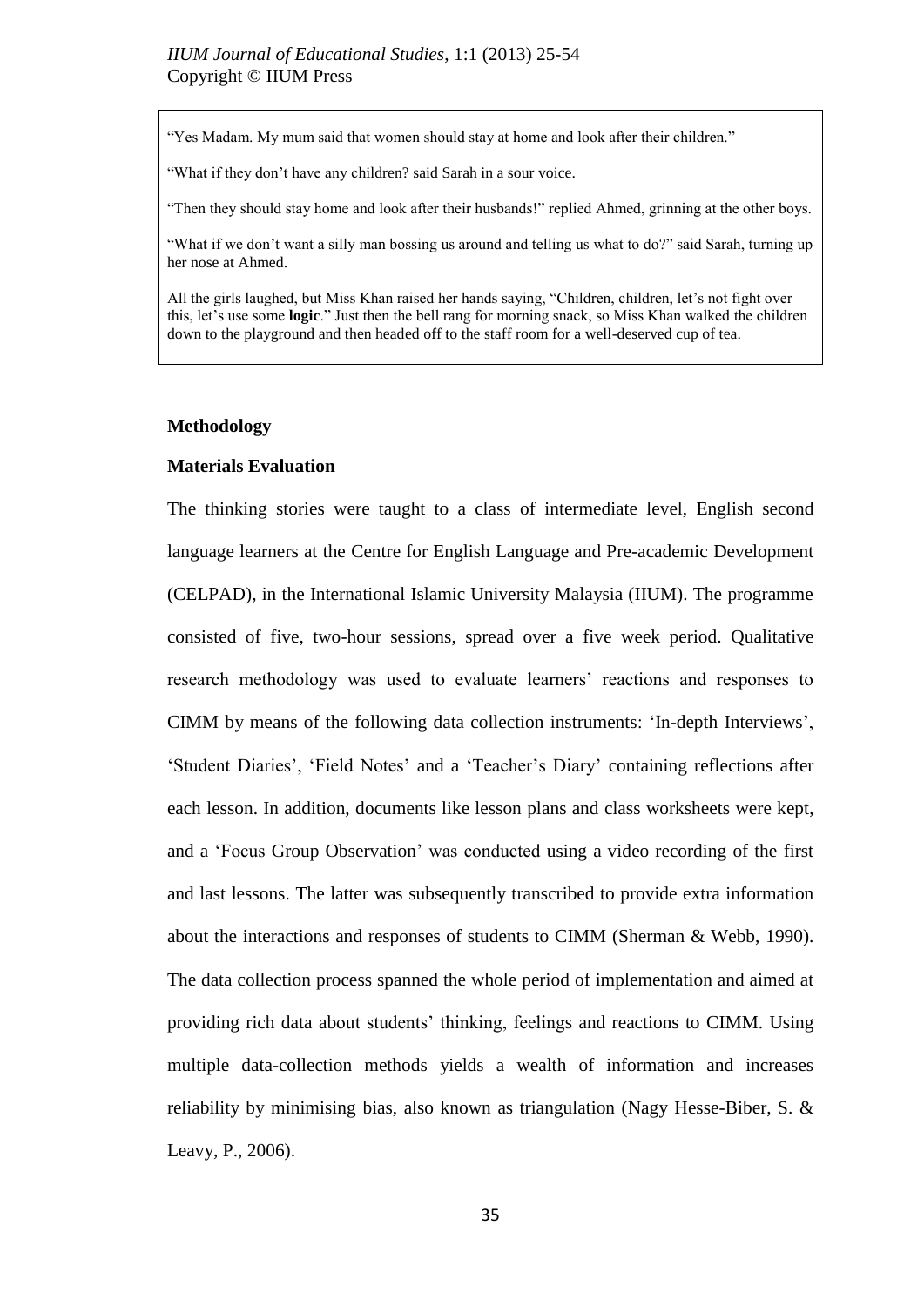"Yes Madam. My mum said that women should stay at home and look after their children."

"What if they don't have any children? said Sarah in a sour voice.

"Then they should stay home and look after their husbands!" replied Ahmed, grinning at the other boys.

"What if we don't want a silly man bossing us around and telling us what to do?" said Sarah, turning up her nose at Ahmed.

All the girls laughed, but Miss Khan raised her hands saying, "Children, children, let's not fight over this, let's use some **logic**." Just then the bell rang for morning snack, so Miss Khan walked the children down to the playground and then headed off to the staff room for a well-deserved cup of tea.

## Methodology

### Materials Evaluation

The thinking stories were taught to a class of intermediate level, English second language learners at the Centre for English Language and Pre-academic Development (CELPAD), in the International Islamic University Malaysia (IIUM). The programme consisted of five, two-hour sessions, spread over a five week period. Qualitative research methodology was used to evaluate learners' reactions and responses to CIMM by means of the following data collection instruments: 'In-depth Interviews', 'Student Diaries', 'Field Notes' and a 'Teacher's Diary' containing reflections after each lesson. In addition, documents like lesson plans and class worksheets were kept, and a 'Focus Group Observation' was conducted using a video recording of the first and last lessons. The latter was subsequently transcribed to provide extra information about the interactions and responses of students to CIMM (Sherman & Webb, 1990). The data collection process spanned the whole period of implementation and aimed at providing rich data about students' thinking, feelings and reactions to CIMM. Using multiple data-collection methods yields a wealth of information and increases reliability by minimising bias, also known as triangulation (Nagy Hesse-Biber, S. & Leavy, P., 2006).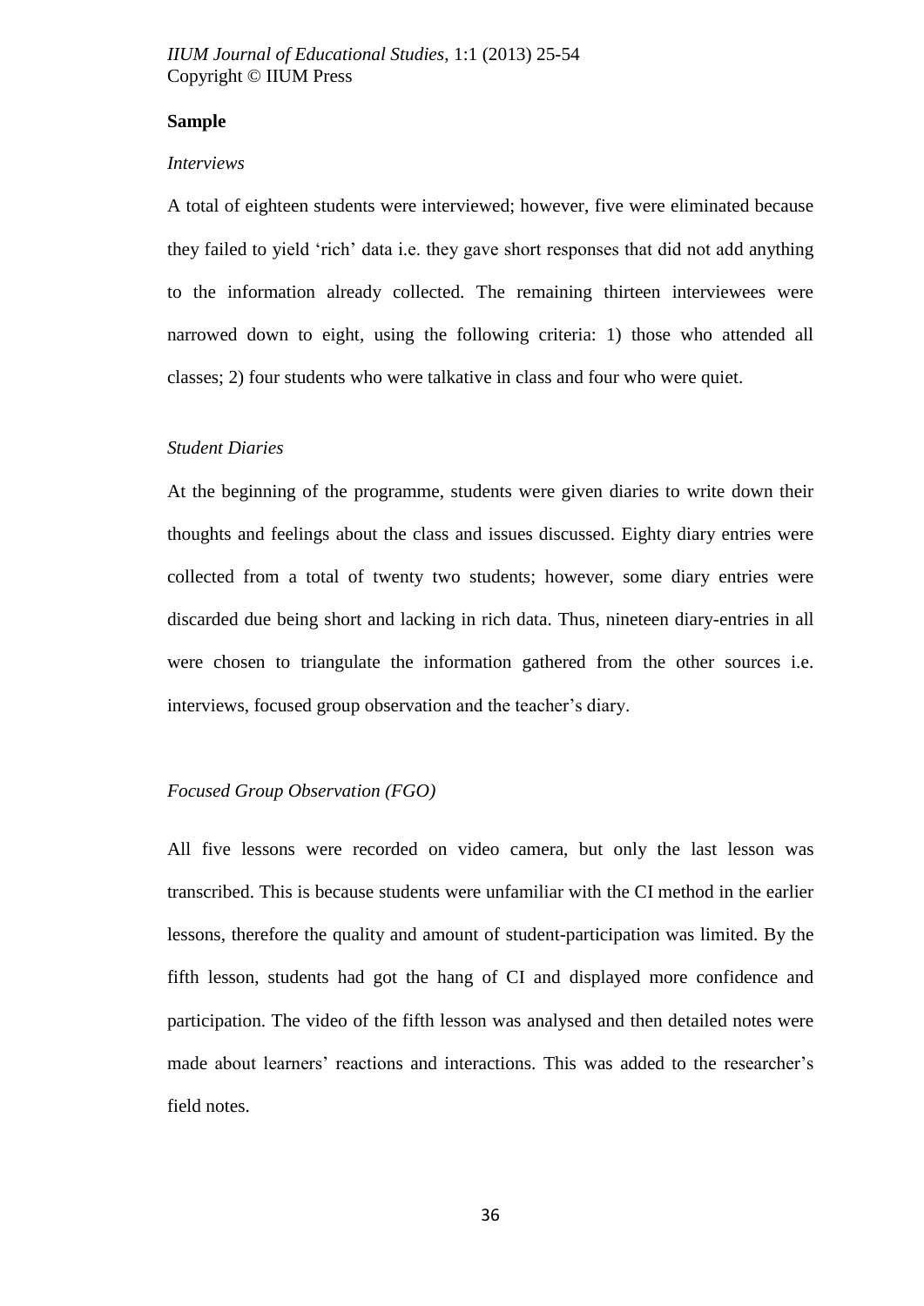**Sample**

*Interviews*

A total of eighteen students were interviewed; however, five were eliminated because they failed to yield 'rich' data i.e. they gave short responses that did not add anything to the information already collected. The remaining thirteen interviewees were narrowed down to eight, using the following criteria: 1) those who attended all classes; 2) four students who were talkative in class and four who were quiet.

*Student Diaries*

At the beginning of the programme, students were given diaries to write down their thoughts and feelings about the class and issues discussed. Eighty diary entries were collected from a total of twenty two students; however, some diary entries were discarded due being short and lacking in rich data. Thus, nineteen diary-entries in all were chosen to triangulate the information gathered from the other sources i.e. interviews, focused group observation and the teacher's diary.

*Focused Group Observation (FGO)*

All five lessons were recorded on video camera, but only the last lesson was transcribed. This is because students were unfamiliar with the CI method in the earlier lessons, therefore the quality and amount of student-participation was limited. By the fifth lesson, students had got the hang of CI and displayed more confidence and participation. The video of the fifth lesson was analysed and then detailed notes were made about learners' reactions and interactions. This was added to the researcher's field notes.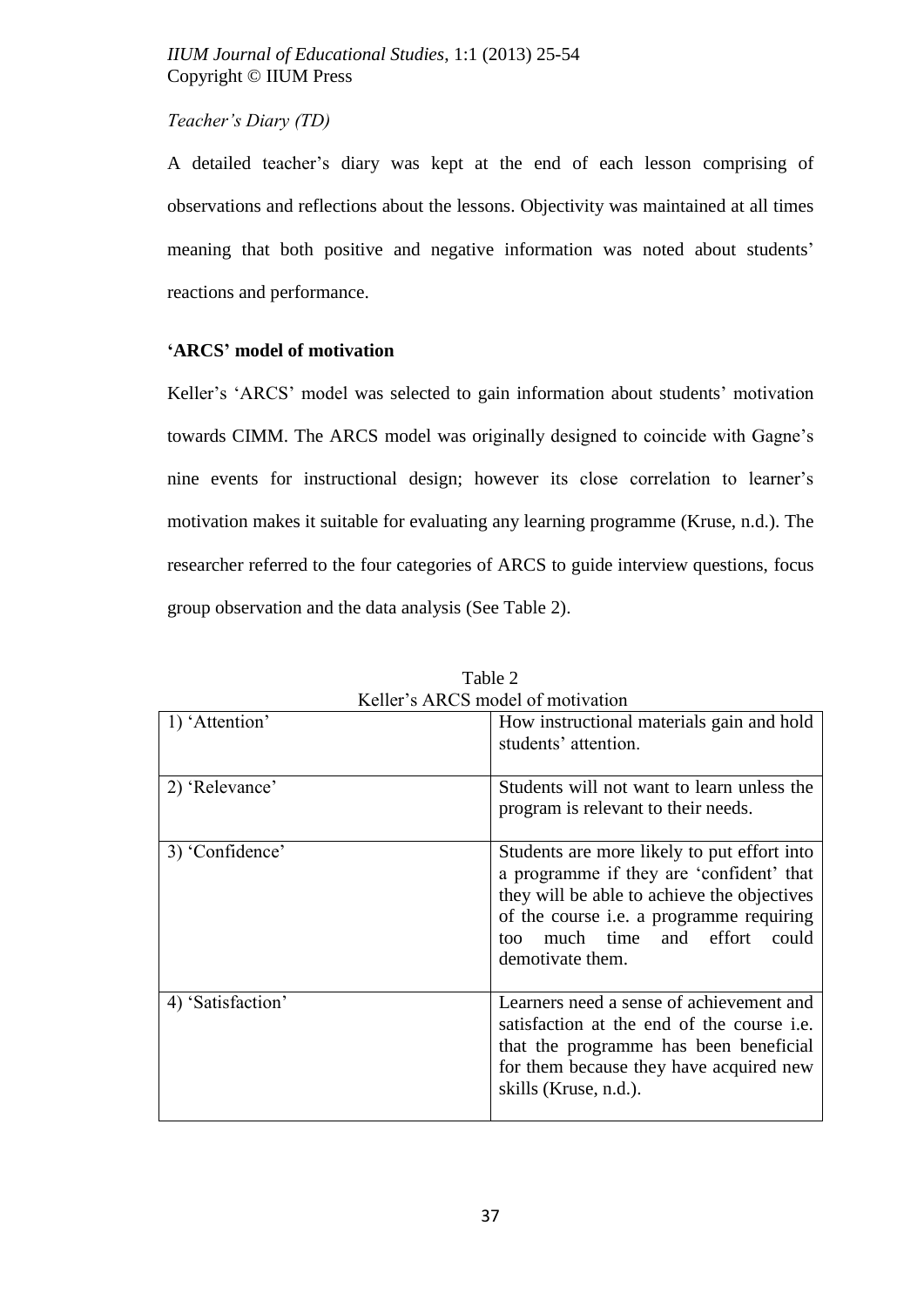*Teacher's Diary (TD)*

A detailed teacher's diary was kept at the end of each lesson comprising of observations and reflections about the lessons. Objectivity was maintained at all times meaning that both positive and negative information was noted about students' reactions and performance.

## 'ARCS' model of motivation

Keller's 'ARCS' model was selected to gain information about students' motivation towards CIMM. The ARCS model was originally designed to coincide with Gagne's nine events for instructional design; however its close correlation to learner's motivation makes it suitable for evaluating any learning programme (Kruse, n.d.). The researcher referred to the four categories of ARCS to guide interview questions, focus group observation and the data analysis (See Table 2).

Table 2
Keller's ARCS model of motivation

| | |
|---|---|
| 1) 'Attention' | How instructional materials gain and hold students' attention. |
| 2) 'Relevance' | Students will not want to learn unless the program is relevant to their needs. |
| 3) 'Confidence' | Students are more likely to put effort into a programme if they are 'confident' that they will be able to achieve the objectives of the course i.e. a programme requiring too much time and effort could demotivate them. |
| 4) 'Satisfaction' | Learners need a sense of achievement and satisfaction at the end of the course i.e. that the programme has been beneficial for them because they have acquired new skills (Kruse, n.d.). |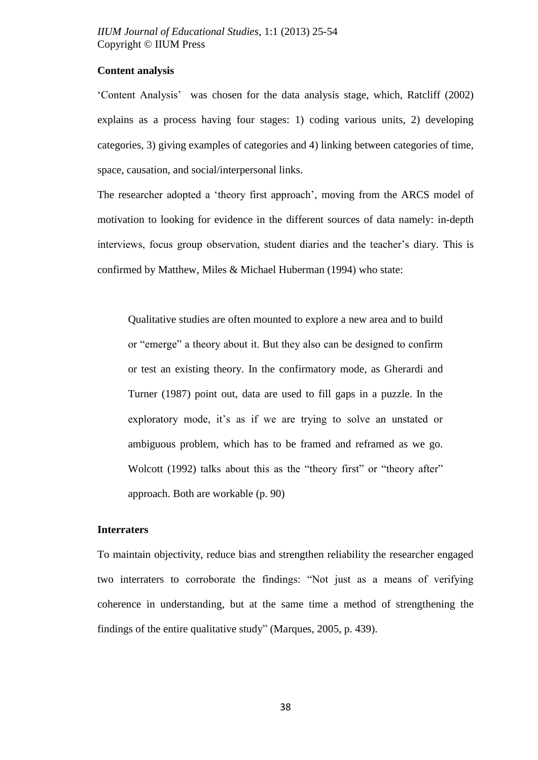### Content analysis

'Content Analysis' was chosen for the data analysis stage, which, Ratcliff (2002) explains as a process having four stages: 1) coding various units, 2) developing categories, 3) giving examples of categories and 4) linking between categories of time, space, causation, and social/interpersonal links.

The researcher adopted a 'theory first approach', moving from the ARCS model of motivation to looking for evidence in the different sources of data namely: in-depth interviews, focus group observation, student diaries and the teacher's diary. This is confirmed by Matthew, Miles & Michael Huberman (1994) who state:

> Qualitative studies are often mounted to explore a new area and to build or "emerge" a theory about it. But they also can be designed to confirm or test an existing theory. In the confirmatory mode, as Gherardi and Turner (1987) point out, data are used to fill gaps in a puzzle. In the exploratory mode, it's as if we are trying to solve an unstated or ambiguous problem, which has to be framed and reframed as we go. Wolcott (1992) talks about this as the "theory first" or "theory after" approach. Both are workable (p. 90)

### Interraters

To maintain objectivity, reduce bias and strengthen reliability the researcher engaged two interraters to corroborate the findings: "Not just as a means of verifying coherence in understanding, but at the same time a method of strengthening the findings of the entire qualitative study" (Marques, 2005, p. 439).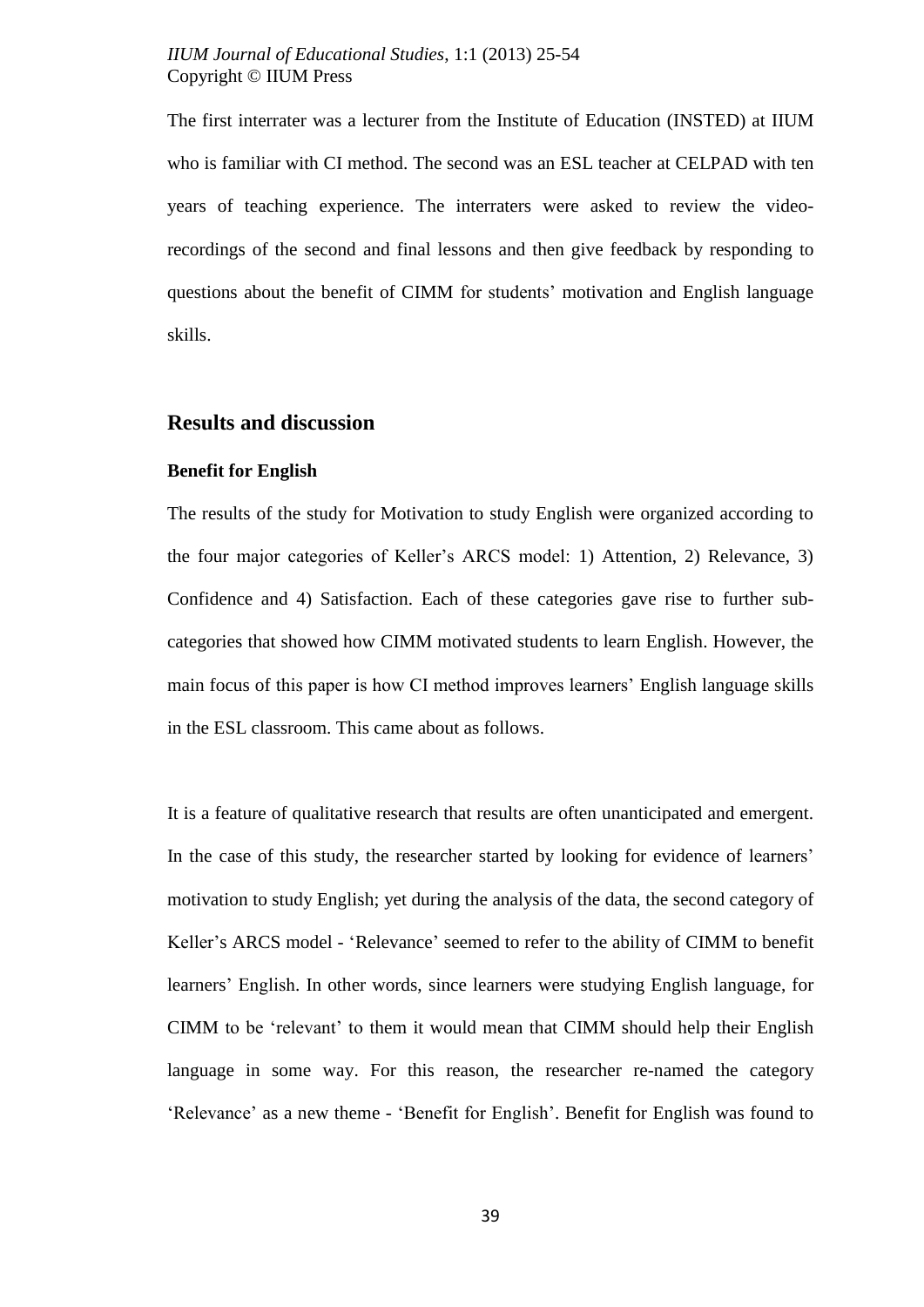The first interrater was a lecturer from the Institute of Education (INSTED) at IIUM who is familiar with CI method. The second was an ESL teacher at CELPAD with ten years of teaching experience. The interraters were asked to review the video-recordings of the second and final lessons and then give feedback by responding to questions about the benefit of CIMM for students' motivation and English language skills.

## Results and discussion

### Benefit for English

The results of the study for Motivation to study English were organized according to the four major categories of Keller's ARCS model: 1) Attention, 2) Relevance, 3) Confidence and 4) Satisfaction. Each of these categories gave rise to further sub-categories that showed how CIMM motivated students to learn English. However, the main focus of this paper is how CI method improves learners' English language skills in the ESL classroom. This came about as follows.

It is a feature of qualitative research that results are often unanticipated and emergent. In the case of this study, the researcher started by looking for evidence of learners' motivation to study English; yet during the analysis of the data, the second category of Keller's ARCS model - 'Relevance' seemed to refer to the ability of CIMM to benefit learners' English. In other words, since learners were studying English language, for CIMM to be 'relevant' to them it would mean that CIMM should help their English language in some way. For this reason, the researcher re-named the category 'Relevance' as a new theme - 'Benefit for English'. Benefit for English was found to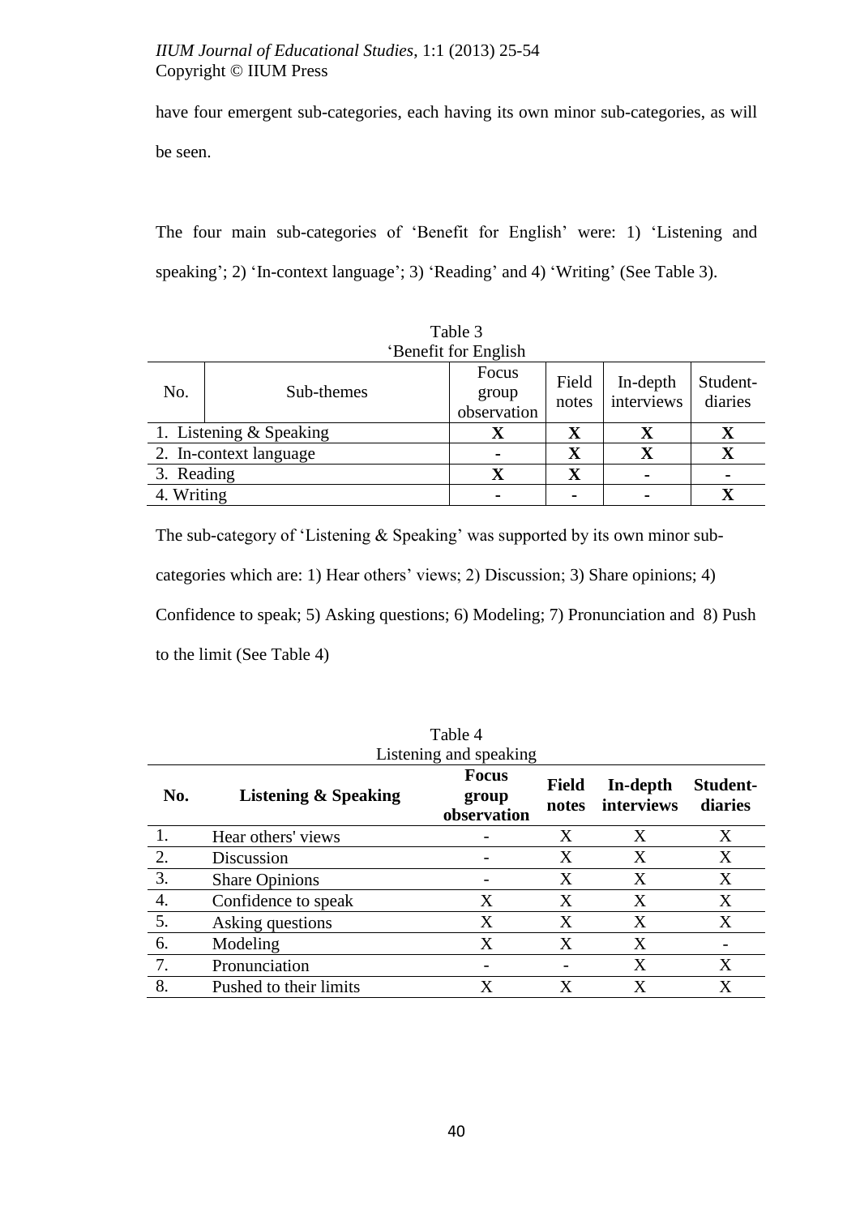have four emergent sub-categories, each having its own minor sub-categories, as will be seen.

The four main sub-categories of 'Benefit for English' were: 1) 'Listening and speaking'; 2) 'In-context language'; 3) 'Reading' and 4) 'Writing' (See Table 3).

Table 3
'Benefit for English

| No. | Sub-themes | Focus group observation | Field notes | In-depth interviews | Student-diaries |
|---|---|---|---|---|---|
| 1. Listening & Speaking | | X | X | X | X |
| 2. In-context language | | - | X | X | X |
| 3. Reading | | X | X | - | - |
| 4. Writing | | - | - | - | X |

The sub-category of 'Listening & Speaking' was supported by its own minor sub-categories which are: 1) Hear others' views; 2) Discussion; 3) Share opinions; 4) Confidence to speak; 5) Asking questions; 6) Modeling; 7) Pronunciation and 8) Push to the limit (See Table 4)

Table 4
Listening and speaking

| **No.** | **Listening & Speaking** | **Focus group observation** | **Field notes** | **In-depth interviews** | **Student-diaries** |
|---|---|---|---|---|---|
| 1. | Hear others' views | - | X | X | X |
| 2. | Discussion | - | X | X | X |
| 3. | Share Opinions | - | X | X | X |
| 4. | Confidence to speak | X | X | X | X |
| 5. | Asking questions | X | X | X | X |
| 6. | Modeling | X | X | X | - |
| 7. | Pronunciation | - | - | X | X |
| 8. | Pushed to their limits | X | X | X | X |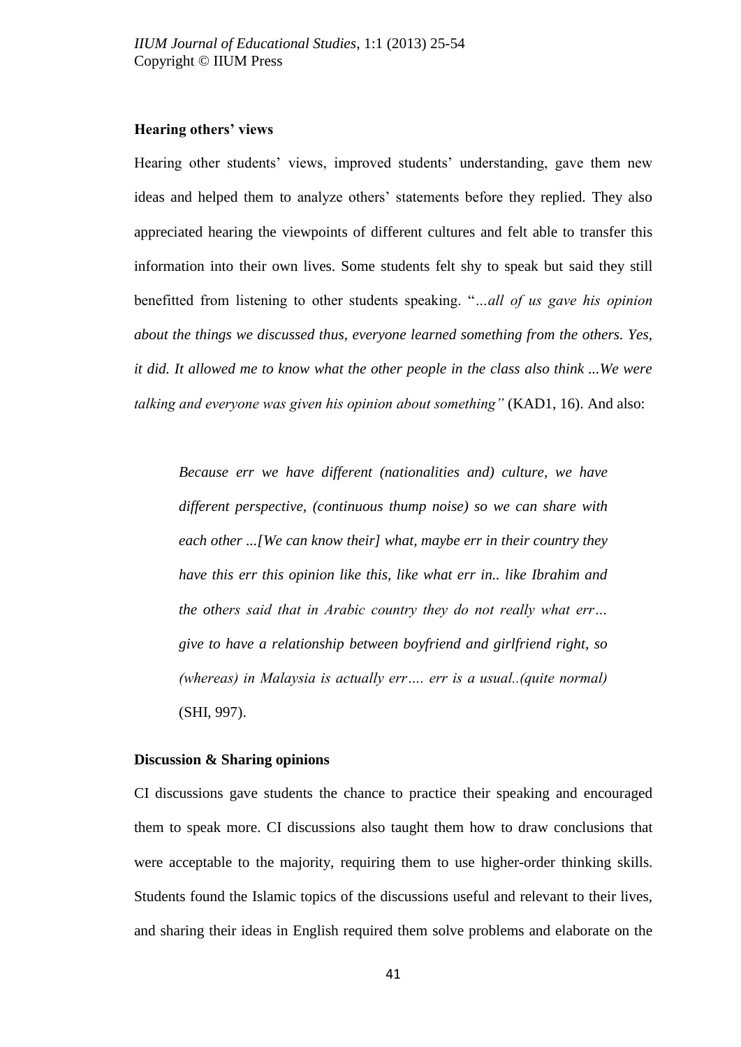**Hearing others' views**

Hearing other students' views, improved students' understanding, gave them new ideas and helped them to analyze others' statements before they replied. They also appreciated hearing the viewpoints of different cultures and felt able to transfer this information into their own lives. Some students felt shy to speak but said they still benefitted from listening to other students speaking. "*...all of us gave his opinion about the things we discussed thus, everyone learned something from the others. Yes, it did. It allowed me to know what the other people in the class also think ...We were talking and everyone was given his opinion about something"* (KAD1, 16). And also:

> *Because err we have different (nationalities and) culture, we have different perspective, (continuous thump noise) so we can share with each other ...[We can know their] what, maybe err in their country they have this err this opinion like this, like what err in.. like Ibrahim and the others said that in Arabic country they do not really what err… give to have a relationship between boyfriend and girlfriend right, so (whereas) in Malaysia is actually err…. err is a usual..(quite normal)* (SHI, 997).

**Discussion & Sharing opinions**

CI discussions gave students the chance to practice their speaking and encouraged them to speak more. CI discussions also taught them how to draw conclusions that were acceptable to the majority, requiring them to use higher-order thinking skills. Students found the Islamic topics of the discussions useful and relevant to their lives, and sharing their ideas in English required them solve problems and elaborate on the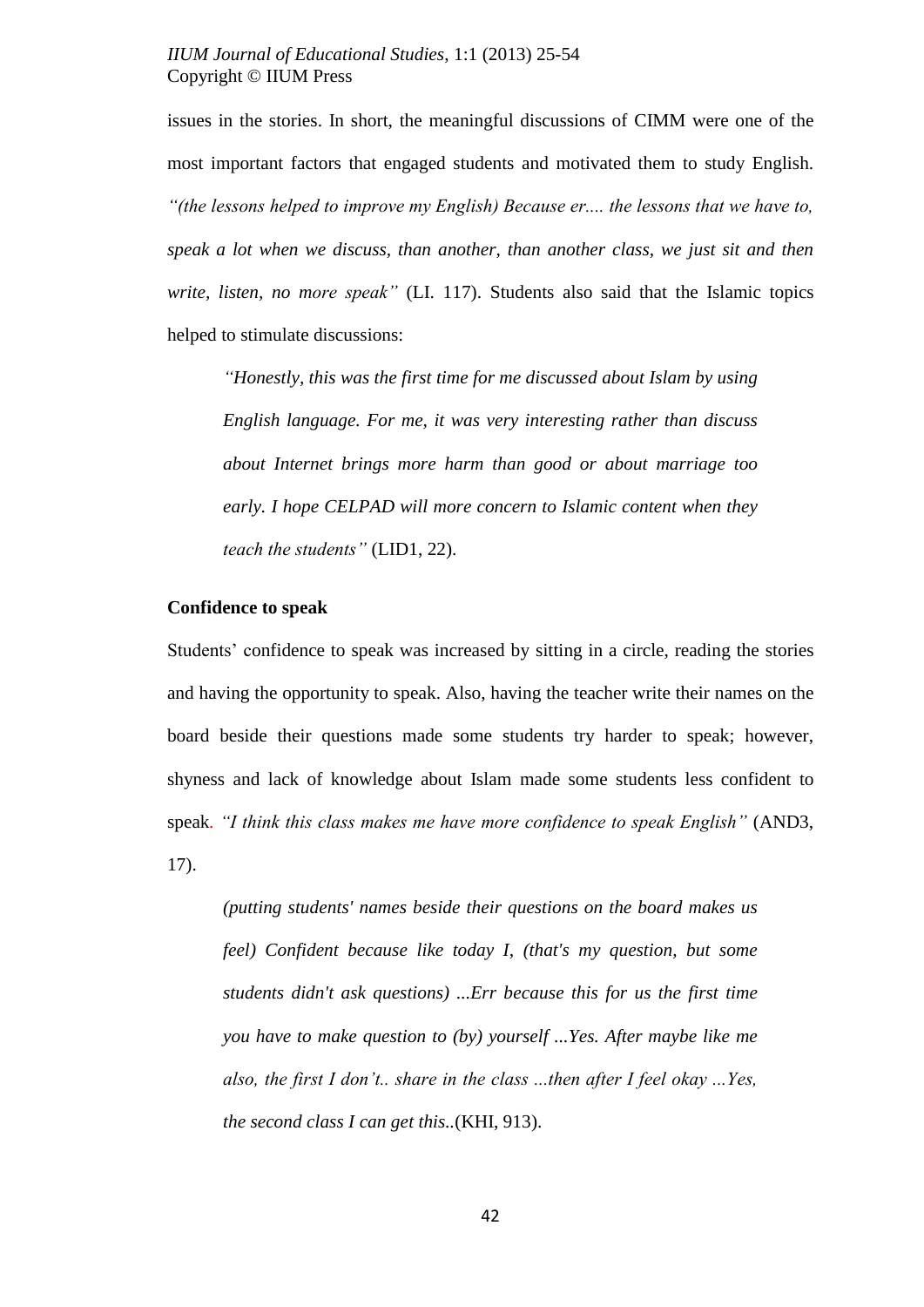issues in the stories. In short, the meaningful discussions of CIMM were one of the most important factors that engaged students and motivated them to study English. *"(the lessons helped to improve my English) Because er.... the lessons that we have to, speak a lot when we discuss, than another, than another class, we just sit and then write, listen, no more speak"* (LI. 117). Students also said that the Islamic topics helped to stimulate discussions:

> *"Honestly, this was the first time for me discussed about Islam by using English language. For me, it was very interesting rather than discuss about Internet brings more harm than good or about marriage too early. I hope CELPAD will more concern to Islamic content when they teach the students"* (LID1, 22).

**Confidence to speak**

Students' confidence to speak was increased by sitting in a circle, reading the stories and having the opportunity to speak. Also, having the teacher write their names on the board beside their questions made some students try harder to speak; however, shyness and lack of knowledge about Islam made some students less confident to speak. *"I think this class makes me have more confidence to speak English"* (AND3, 17).

> *(putting students' names beside their questions on the board makes us feel) Confident because like today I, (that's my question, but some students didn't ask questions) ...Err because this for us the first time you have to make question to (by) yourself ...Yes. After maybe like me also, the first I don't.. share in the class ...then after I feel okay ...Yes, the second class I can get this*..(KHI, 913).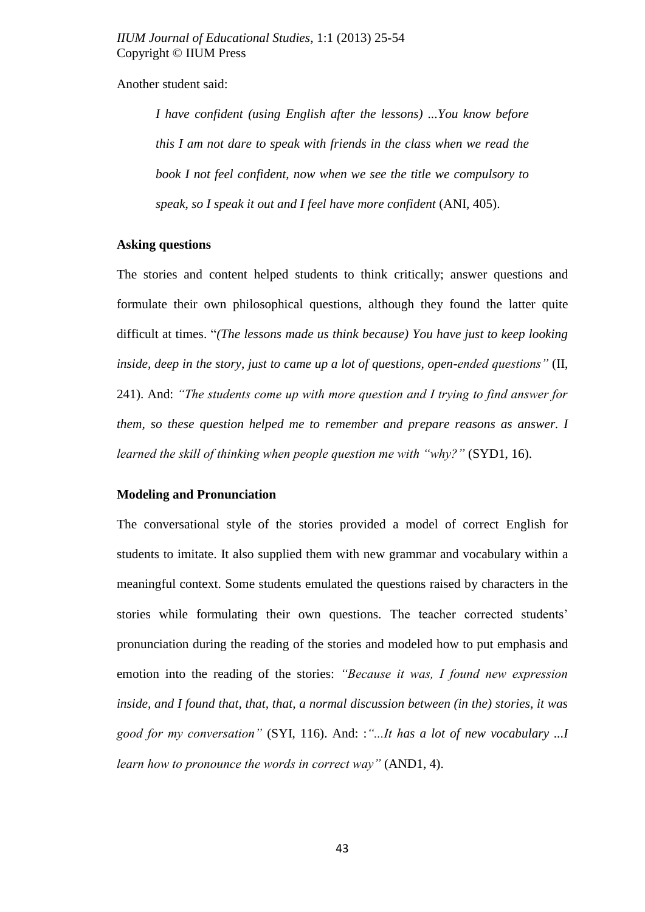Another student said:

> *I have confident (using English after the lessons) ...You know before this I am not dare to speak with friends in the class when we read the book I not feel confident, now when we see the title we compulsory to speak, so I speak it out and I feel have more confident* (ANI, 405).

**Asking questions**

The stories and content helped students to think critically; answer questions and formulate their own philosophical questions, although they found the latter quite difficult at times. "*(The lessons made us think because) You have just to keep looking inside, deep in the story, just to came up a lot of questions, open-ended questions"* (II, 241). And: *"The students come up with more question and I trying to find answer for them, so these question helped me to remember and prepare reasons as answer. I learned the skill of thinking when people question me with "why?"* (SYD1, 16).

**Modeling and Pronunciation**

The conversational style of the stories provided a model of correct English for students to imitate. It also supplied them with new grammar and vocabulary within a meaningful context. Some students emulated the questions raised by characters in the stories while formulating their own questions. The teacher corrected students' pronunciation during the reading of the stories and modeled how to put emphasis and emotion into the reading of the stories: *"Because it was, I found new expression inside, and I found that, that, that, a normal discussion between (in the) stories, it was good for my conversation"* (SYI, 116). And: :*"...It has a lot of new vocabulary ...I learn how to pronounce the words in correct way"* (AND1, 4).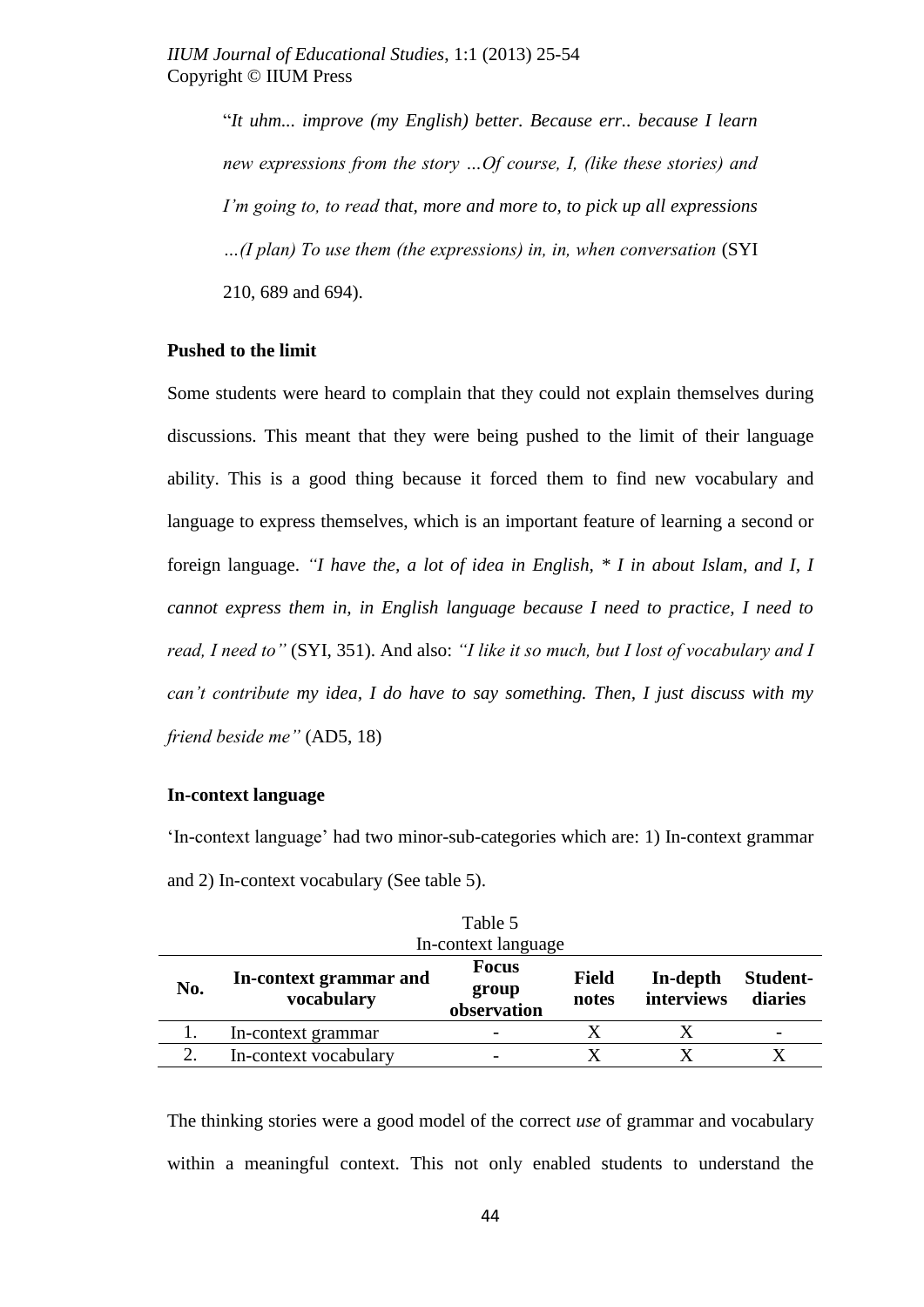“*It uhm... improve (my English) better. Because err.. because I learn new expressions from the story …Of course, I, (like these stories) and I’m going to, to read* that, *more and more to, to pick up all expressions …(I plan) To use them (the expressions) in, in, when conversation* (SYI 210, 689 and 694).

**Pushed to the limit**

Some students were heard to complain that they could not explain themselves during discussions. This meant that they were being pushed to the limit of their language ability. This is a good thing because it forced them to find new vocabulary and language to express themselves, which is an important feature of learning a second or foreign language. *“I have the, a lot of idea in English, * I in about Islam, and I, I cannot express them in, in English language because I need to practice, I need to read, I need to”* (SYI, 351). And also: *“I like it so much, but I lost of vocabulary and I can’t contribute my idea, I do have to say something. Then, I just discuss with my friend beside me”* (AD5, 18)

**In-context language**

‘In-context language’ had two minor-sub-categories which are: 1) In-context grammar and 2) In-context vocabulary (See table 5).

Table 5
In-context language

| No. | In-context grammar and vocabulary | Focus group observation | Field notes | In-depth interviews | Student-diaries |
|---|---|---|---|---|---|
| 1. | In-context grammar | - | X | X | - |
| 2. | In-context vocabulary | - | X | X | X |

The thinking stories were a good model of the correct *use* of grammar and vocabulary within a meaningful context. This not only enabled students to understand the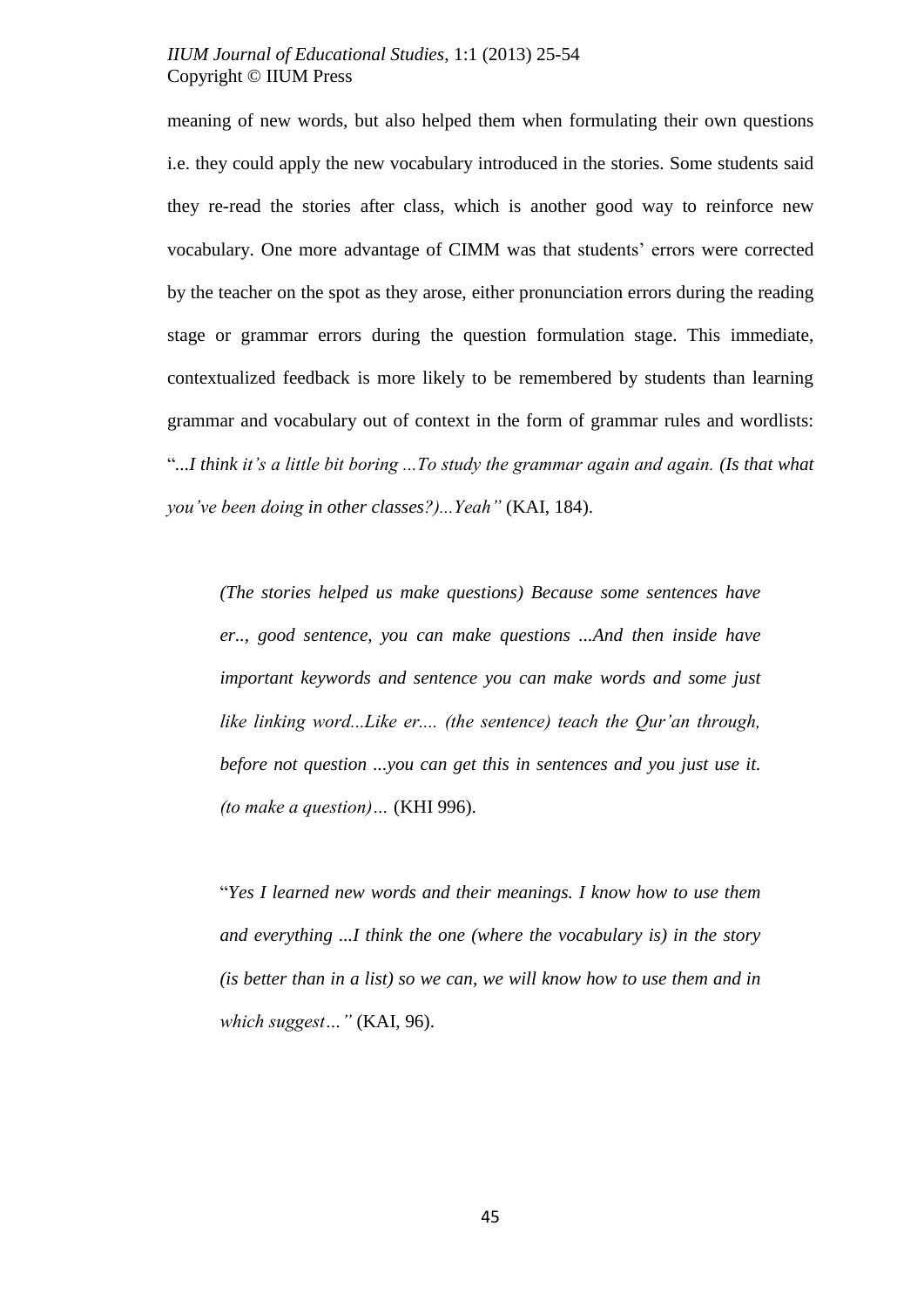meaning of new words, but also helped them when formulating their own questions i.e. they could apply the new vocabulary introduced in the stories. Some students said they re-read the stories after class, which is another good way to reinforce new vocabulary. One more advantage of CIMM was that students' errors were corrected by the teacher on the spot as they arose, either pronunciation errors during the reading stage or grammar errors during the question formulation stage. This immediate, contextualized feedback is more likely to be remembered by students than learning grammar and vocabulary out of context in the form of grammar rules and wordlists: "*...I think it's a little bit boring ...To study the grammar again and again. (Is that what you've been doing in other classes?)...Yeah"* (KAI, 184).

> *(The stories helped us make questions) Because some sentences have er.., good sentence, you can make questions ...And then inside have important keywords and sentence you can make words and some just like linking word...Like er.... (the sentence) teach the Qur'an through, before not question ...you can get this in sentences and you just use it. (to make a question)…* (KHI 996).

> "*Yes I learned new words and their meanings. I know how to use them and everything ...I think the one (where the vocabulary is) in the story (is better than in a list) so we can, we will know how to use them and in which suggest…"* (KAI, 96).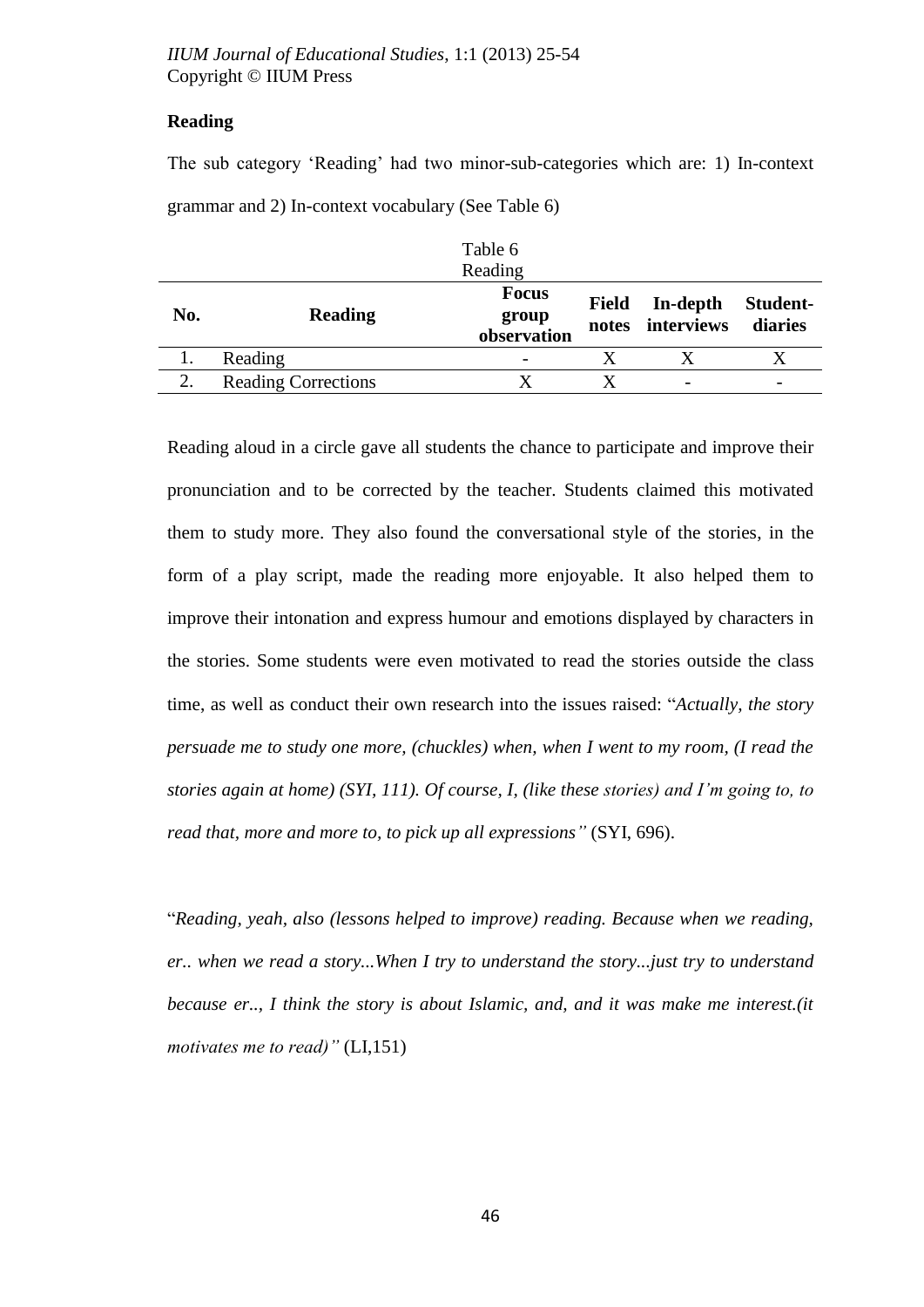## Reading

The sub category 'Reading' had two minor-sub-categories which are: 1) In-context grammar and 2) In-context vocabulary (See Table 6)

Table 6
Reading

| No. | Reading | Focus group observation | Field notes | In-depth interviews | Student-diaries |
|---|---|---|---|---|---|
| 1. | Reading | - | X | X | X |
| 2. | Reading Corrections | X | X | - | - |

Reading aloud in a circle gave all students the chance to participate and improve their pronunciation and to be corrected by the teacher. Students claimed this motivated them to study more. They also found the conversational style of the stories, in the form of a play script, made the reading more enjoyable. It also helped them to improve their intonation and express humour and emotions displayed by characters in the stories. Some students were even motivated to read the stories outside the class time, as well as conduct their own research into the issues raised: "*Actually, the story persuade me to study one more, (chuckles) when, when I went to my room, (I read the stories again at home) (SYI, 111). Of course, I, (like these stories) and I'm going to, to read that, more and more to, to pick up all expressions"* (SYI, 696).

"*Reading, yeah, also (lessons helped to improve) reading. Because when we reading, er.. when we read a story...When I try to understand the story...just try to understand because er.., I think the story is about Islamic, and, and it was make me interest.(it motivates me to read)"* (LI,151)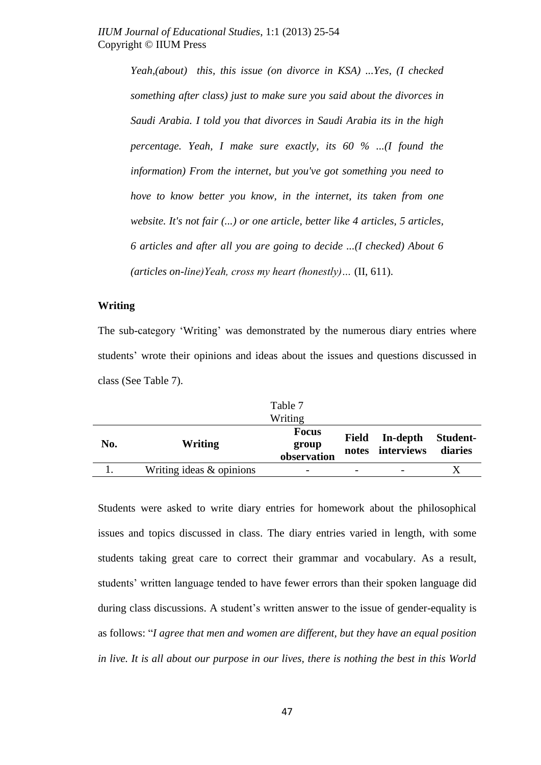*Yeah,(about) this, this issue (on divorce in KSA) ...Yes, (I checked something after class) just to make sure you said about the divorces in Saudi Arabia. I told you that divorces in Saudi Arabia its in the high percentage. Yeah, I make sure exactly, its 60 % ...(I found the information) From the internet, but you've got something you need to hove to know better you know, in the internet, its taken from one website. It's not fair (...) or one article, better like 4 articles, 5 articles, 6 articles and after all you are going to decide ...(I checked) About 6 (articles on-line)Yeah, cross my heart (honestly)…* (II, 611).

### Writing

The sub-category 'Writing' was demonstrated by the numerous diary entries where students' wrote their opinions and ideas about the issues and questions discussed in class (See Table 7).

Table 7
Writing

| No. | Writing | Focus group observation | Field notes | In-depth interviews | Student-diaries |
|---|---|---|---|---|---|
| 1. | Writing ideas & opinions | - | - | - | X |

Students were asked to write diary entries for homework about the philosophical issues and topics discussed in class. The diary entries varied in length, with some students taking great care to correct their grammar and vocabulary. As a result, students' written language tended to have fewer errors than their spoken language did during class discussions. A student's written answer to the issue of gender-equality is as follows: "*I agree that men and women are different, but they have an equal position in live. It is all about our purpose in our lives, there is nothing the best in this World*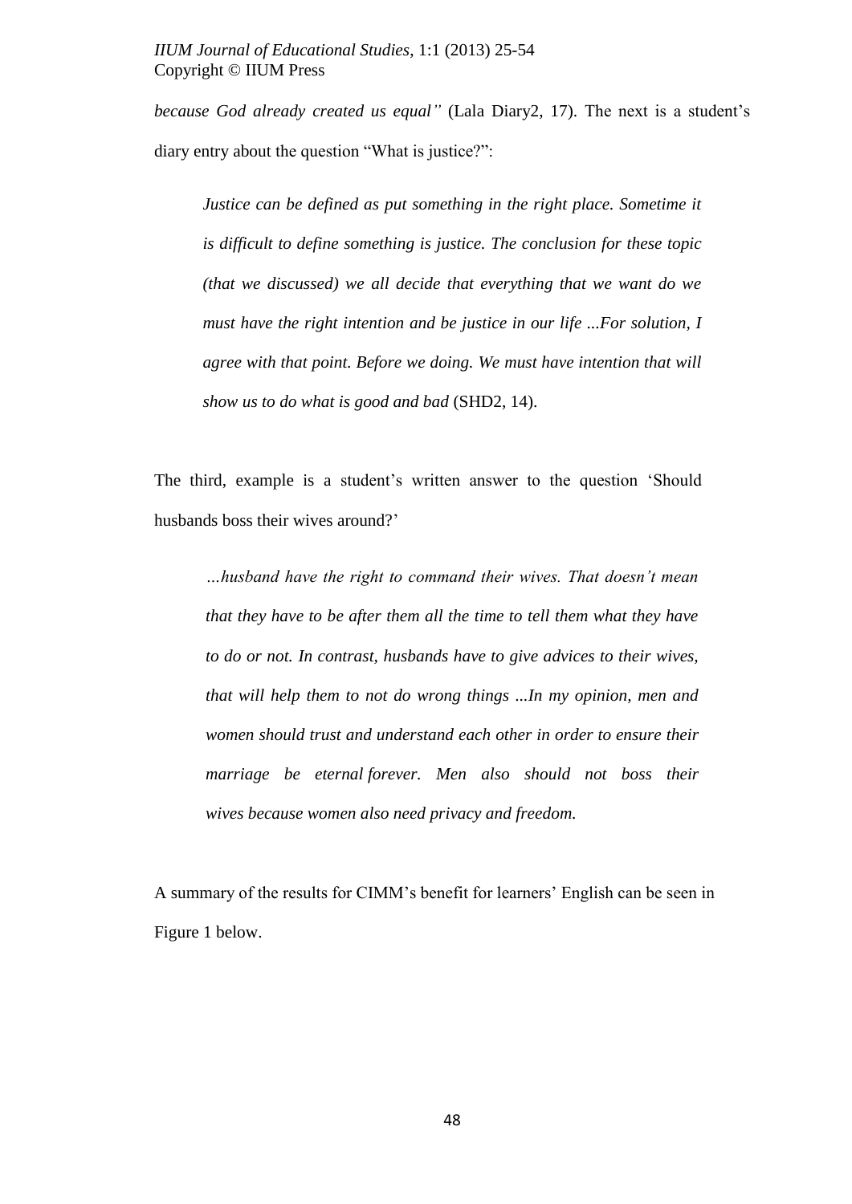*because God already created us equal"* (Lala Diary2, 17). The next is a student's diary entry about the question "What is justice?":

> *Justice can be defined as put something in the right place. Sometime it is difficult to define something is justice. The conclusion for these topic (that we discussed) we all decide that everything that we want do we must have the right intention and be justice in our life ...For solution, I agree with that point. Before we doing. We must have intention that will show us to do what is good and bad* (SHD2, 14).

The third, example is a student's written answer to the question 'Should husbands boss their wives around?'

> *…husband have the right to command their wives. That doesn't mean that they have to be after them all the time to tell them what they have to do or not. In contrast, husbands have to give advices to their wives, that will help them to not do wrong things ...In my opinion, men and women should trust and understand each other in order to ensure their marriage be eternal forever. Men also should not boss their wives because women also need privacy and freedom.*

A summary of the results for CIMM's benefit for learners' English can be seen in Figure 1 below.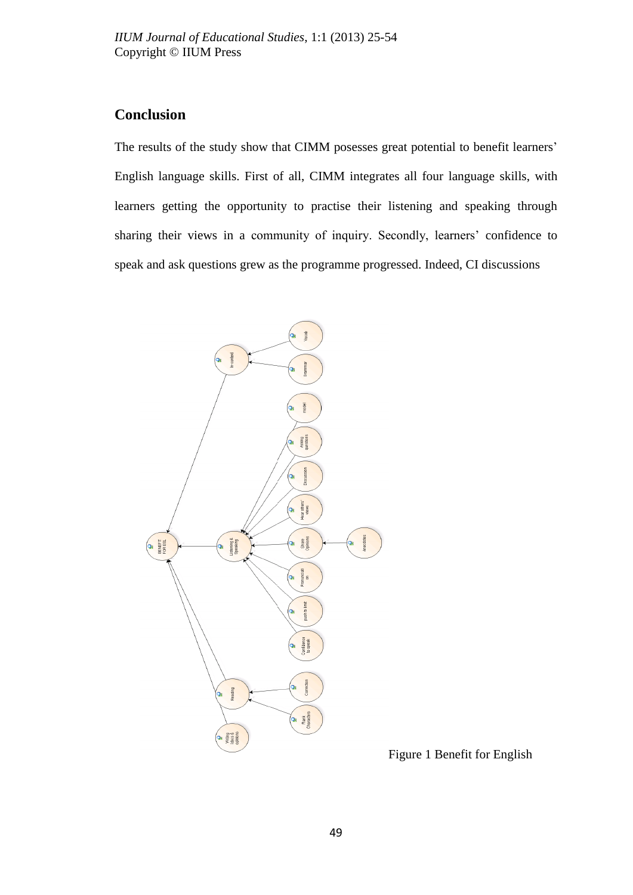## Conclusion

The results of the study show that CIMM posesses great potential to benefit learners' English language skills. First of all, CIMM integrates all four language skills, with learners getting the opportunity to practise their listening and speaking through sharing their views in a community of inquiry. Secondly, learners' confidence to speak and ask questions grew as the programme progressed. Indeed, CI discussions

Figure 1 Benefit for English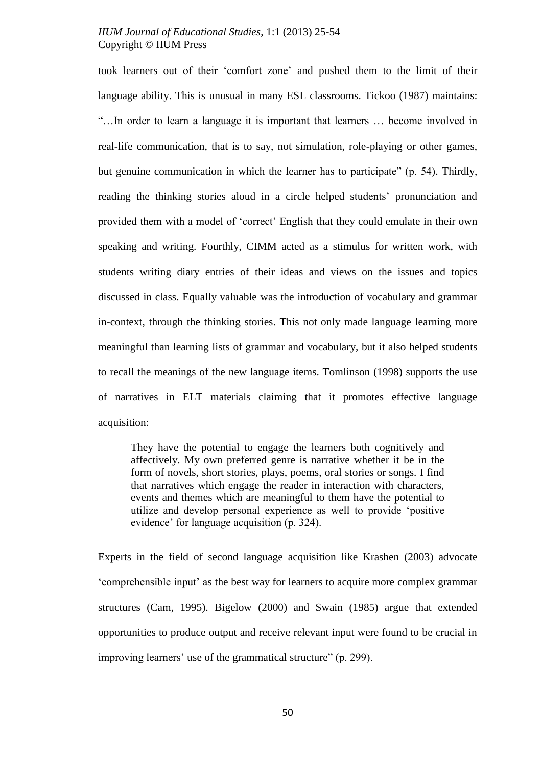took learners out of their 'comfort zone' and pushed them to the limit of their language ability. This is unusual in many ESL classrooms. Tickoo (1987) maintains: "…In order to learn a language it is important that learners … become involved in real-life communication, that is to say, not simulation, role-playing or other games, but genuine communication in which the learner has to participate" (p. 54). Thirdly, reading the thinking stories aloud in a circle helped students' pronunciation and provided them with a model of 'correct' English that they could emulate in their own speaking and writing. Fourthly, CIMM acted as a stimulus for written work, with students writing diary entries of their ideas and views on the issues and topics discussed in class. Equally valuable was the introduction of vocabulary and grammar in-context, through the thinking stories. This not only made language learning more meaningful than learning lists of grammar and vocabulary, but it also helped students to recall the meanings of the new language items. Tomlinson (1998) supports the use of narratives in ELT materials claiming that it promotes effective language acquisition:

> They have the potential to engage the learners both cognitively and affectively. My own preferred genre is narrative whether it be in the form of novels, short stories, plays, poems, oral stories or songs. I find that narratives which engage the reader in interaction with characters, events and themes which are meaningful to them have the potential to utilize and develop personal experience as well to provide 'positive evidence' for language acquisition (p. 324).

Experts in the field of second language acquisition like Krashen (2003) advocate 'comprehensible input' as the best way for learners to acquire more complex grammar structures (Cam, 1995). Bigelow (2000) and Swain (1985) argue that extended opportunities to produce output and receive relevant input were found to be crucial in improving learners' use of the grammatical structure" (p. 299).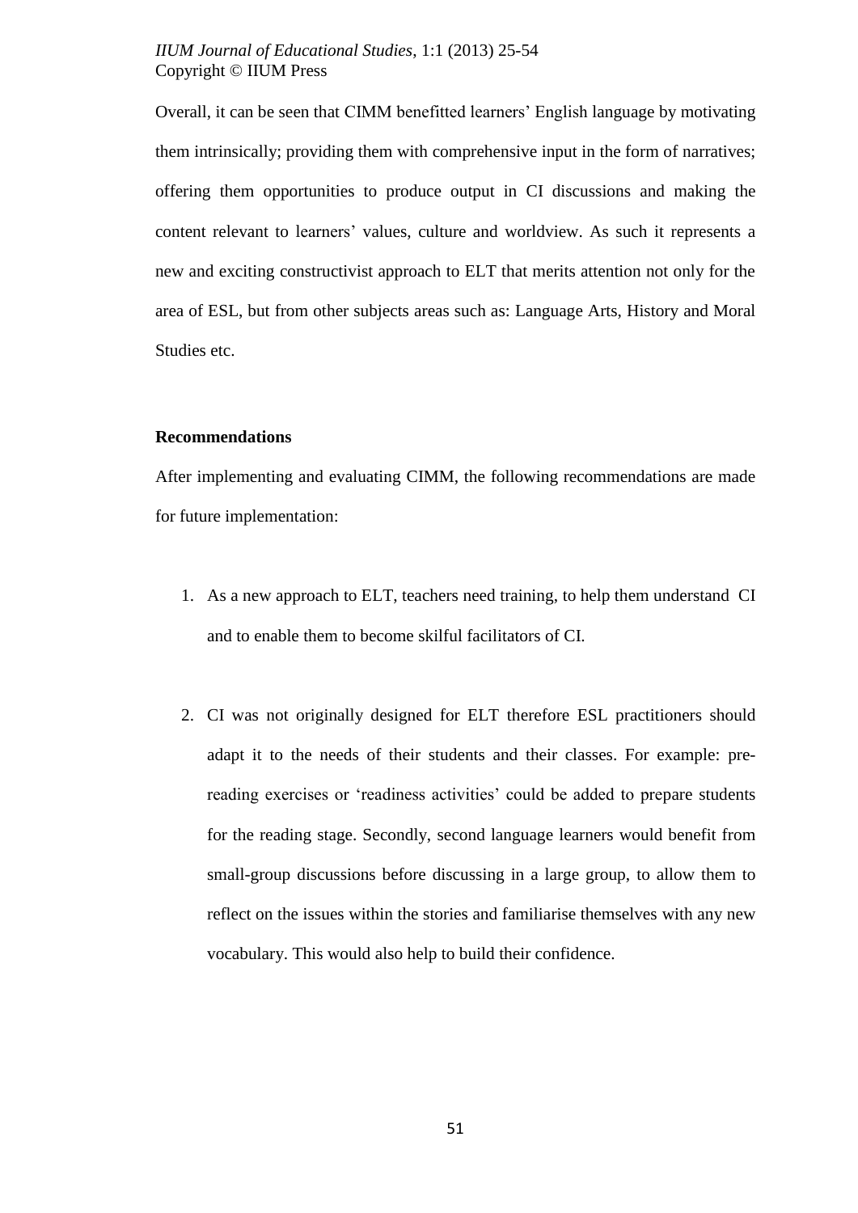Overall, it can be seen that CIMM benefitted learners' English language by motivating them intrinsically; providing them with comprehensive input in the form of narratives; offering them opportunities to produce output in CI discussions and making the content relevant to learners' values, culture and worldview. As such it represents a new and exciting constructivist approach to ELT that merits attention not only for the area of ESL, but from other subjects areas such as: Language Arts, History and Moral Studies etc.

**Recommendations**

After implementing and evaluating CIMM, the following recommendations are made for future implementation:

1. As a new approach to ELT, teachers need training, to help them understand CI and to enable them to become skilful facilitators of CI.

2. CI was not originally designed for ELT therefore ESL practitioners should adapt it to the needs of their students and their classes. For example: pre-reading exercises or 'readiness activities' could be added to prepare students for the reading stage. Secondly, second language learners would benefit from small-group discussions before discussing in a large group, to allow them to reflect on the issues within the stories and familiarise themselves with any new vocabulary. This would also help to build their confidence.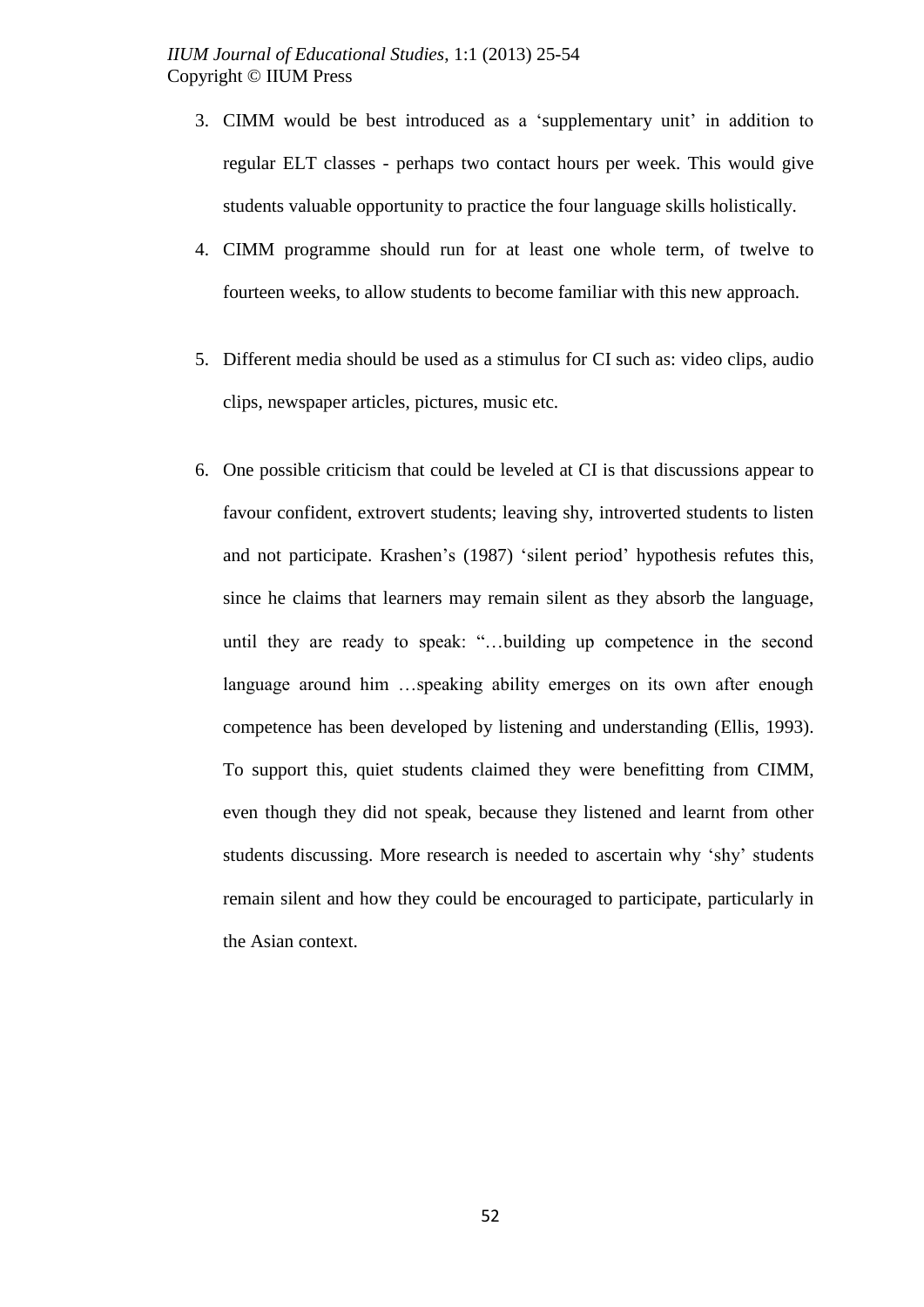3. CIMM would be best introduced as a 'supplementary unit' in addition to regular ELT classes - perhaps two contact hours per week. This would give students valuable opportunity to practice the four language skills holistically.
4. CIMM programme should run for at least one whole term, of twelve to fourteen weeks, to allow students to become familiar with this new approach.
5. Different media should be used as a stimulus for CI such as: video clips, audio clips, newspaper articles, pictures, music etc.
6. One possible criticism that could be leveled at CI is that discussions appear to favour confident, extrovert students; leaving shy, introverted students to listen and not participate. Krashen's (1987) 'silent period' hypothesis refutes this, since he claims that learners may remain silent as they absorb the language, until they are ready to speak: "…building up competence in the second language around him …speaking ability emerges on its own after enough competence has been developed by listening and understanding (Ellis, 1993). To support this, quiet students claimed they were benefitting from CIMM, even though they did not speak, because they listened and learnt from other students discussing. More research is needed to ascertain why 'shy' students remain silent and how they could be encouraged to participate, particularly in the Asian context.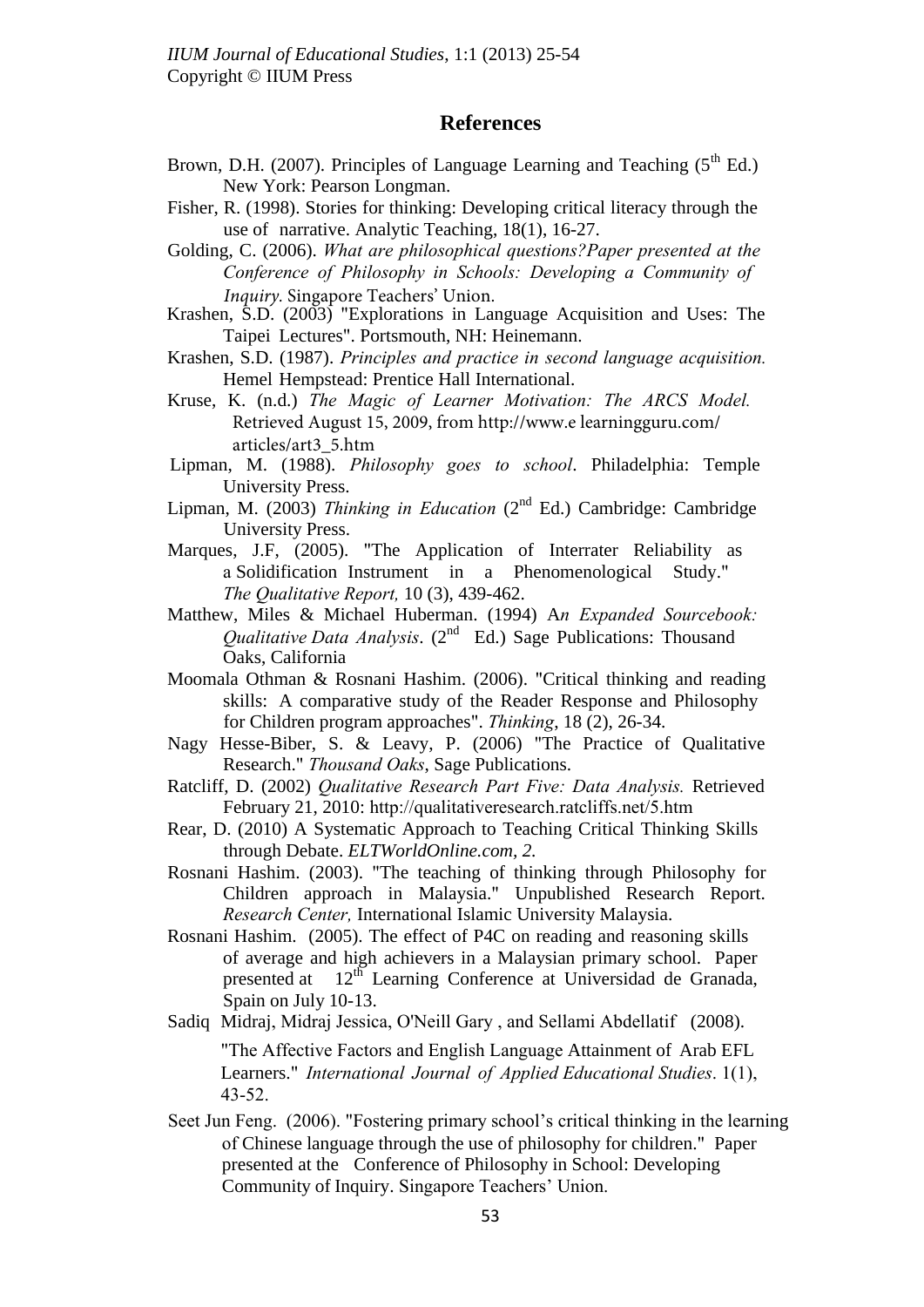## References

Brown, D.H. (2007). Principles of Language Learning and Teaching (5th Ed.) New York: Pearson Longman.

Fisher, R. (1998). Stories for thinking: Developing critical literacy through the use of narrative. Analytic Teaching, 18(1), 16-27.

Golding, C. (2006). *What are philosophical questions?Paper presented at the Conference of Philosophy in Schools: Developing a Community of Inquiry.* Singapore Teachers' Union.

Krashen, S.D. (2003) "Explorations in Language Acquisition and Uses: The Taipei Lectures". Portsmouth, NH: Heinemann.

Krashen, S.D. (1987). *Principles and practice in second language acquisition.* Hemel Hempstead: Prentice Hall International.

Kruse, K. (n.d.) *The Magic of Learner Motivation: The ARCS Model.* Retrieved August 15, 2009, from http://www.e learningguru.com/ articles/art3_5.htm

Lipman, M. (1988). *Philosophy goes to school*. Philadelphia: Temple University Press.

Lipman, M. (2003) *Thinking in Education* (2nd Ed.) Cambridge: Cambridge University Press.

Marques, J.F, (2005). "The Application of Interrater Reliability as a Solidification Instrument in a Phenomenological Study." *The Qualitative Report,* 10 (3), 439-462.

Matthew, Miles & Michael Huberman. (1994) A*n Expanded Sourcebook: Qualitative Data Analysis*. (2nd Ed.) Sage Publications: Thousand Oaks, California

Moomala Othman & Rosnani Hashim. (2006). "Critical thinking and reading skills: A comparative study of the Reader Response and Philosophy for Children program approaches". *Thinking*, 18 (2), 26-34.

Nagy Hesse-Biber, S. & Leavy, P. (2006) "The Practice of Qualitative Research." *Thousand Oaks*, Sage Publications.

Ratcliff, D. (2002) *Qualitative Research Part Five: Data Analysis.* Retrieved February 21, 2010: http://qualitativeresearch.ratcliffs.net/5.htm

Rear, D. (2010) A Systematic Approach to Teaching Critical Thinking Skills through Debate. *ELTWorldOnline.com, 2.*

Rosnani Hashim. (2003). "The teaching of thinking through Philosophy for Children approach in Malaysia." Unpublished Research Report. *Research Center,* International Islamic University Malaysia.

Rosnani Hashim. (2005). The effect of P4C on reading and reasoning skills of average and high achievers in a Malaysian primary school. Paper presented at 12th Learning Conference at Universidad de Granada, Spain on July 10-13.

Sadiq Midraj, Midraj Jessica, O'Neill Gary , and Sellami Abdellatif (2008). "The Affective Factors and English Language Attainment of Arab EFL Learners." *International Journal of Applied Educational Studies*. 1(1), 43-52.

Seet Jun Feng. (2006). "Fostering primary school's critical thinking in the learning of Chinese language through the use of philosophy for children." Paper presented at the Conference of Philosophy in School: Developing Community of Inquiry. Singapore Teachers' Union.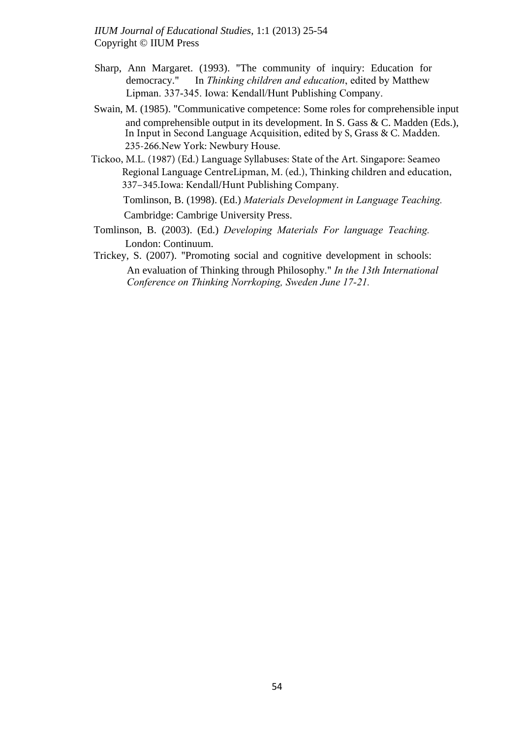Sharp, Ann Margaret. (1993). "The community of inquiry: Education for democracy." In *Thinking children and education*, edited by Matthew Lipman. 337-345. Iowa: Kendall/Hunt Publishing Company.

Swain, M. (1985). "Communicative competence: Some roles for comprehensible input and comprehensible output in its development. In S. Gass & C. Madden (Eds.), In Input in Second Language Acquisition, edited by S, Grass & C. Madden. 235-266.New York: Newbury House.

Tickoo, M.L. (1987) (Ed.) Language Syllabuses: State of the Art. Singapore: Seameo Regional Language CentreLipman, M. (ed.), Thinking children and education, 337–345.Iowa: Kendall/Hunt Publishing Company.

Tomlinson, B. (1998). (Ed.) *Materials Development in Language Teaching.* Cambridge: Cambrige University Press.

Tomlinson, B. (2003). (Ed.) *Developing Materials For language Teaching.* London: Continuum.

Trickey, S. (2007). "Promoting social and cognitive development in schools: An evaluation of Thinking through Philosophy." *In the 13th International Conference on Thinking Norrkoping, Sweden June 17-21.*